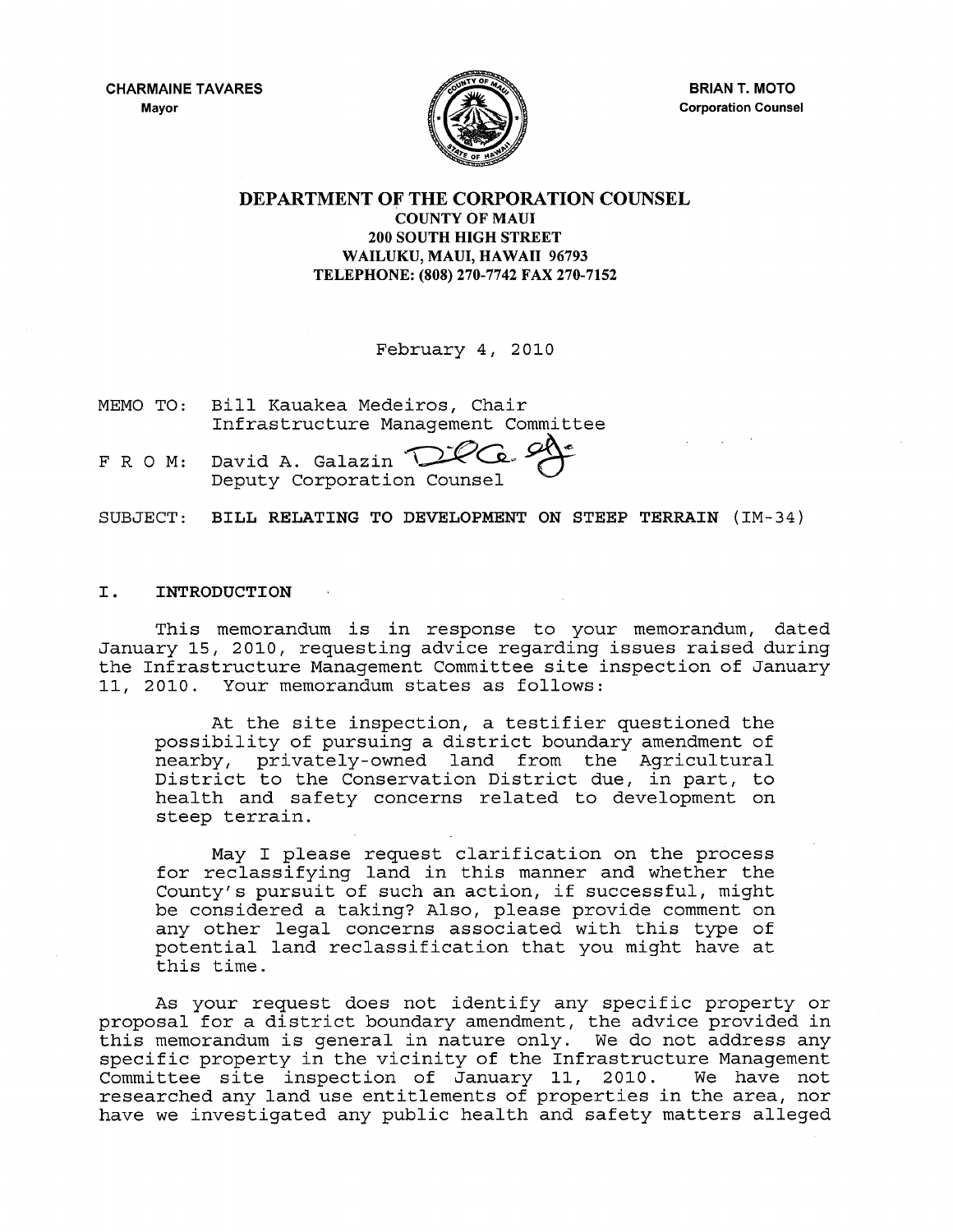CHARMAINE TAVARES
Mayor

BRIAN T. MOTO
Corporation Counsel

# DEPARTMENT OF THE CORPORATION COUNSEL

**COUNTY OF MAUI**
**200 SOUTH HIGH STREET**
**WAILUKU, MAUI, HAWAII 96793**
**TELEPHONE: (808) 270-7742 FAX 270-7152**

February 4, 2010

MEMO TO: Bill Kauakea Medeiros, Chair
Infrastructure Management Committee

F R O M: David A. Galazin
Deputy Corporation Counsel

SUBJECT: **BILL RELATING TO DEVELOPMENT ON STEEP TERRAIN** (IM-34)

## I. INTRODUCTION

This memorandum is in response to your memorandum, dated January 15, 2010, requesting advice regarding issues raised during the Infrastructure Management Committee site inspection of January 11, 2010. Your memorandum states as follows:

> At the site inspection, a testifier questioned the possibility of pursuing a district boundary amendment of nearby, privately-owned land from the Agricultural District to the Conservation District due, in part, to health and safety concerns related to development on steep terrain.
>
> May I please request clarification on the process for reclassifying land in this manner and whether the County's pursuit of such an action, if successful, might be considered a taking? Also, please provide comment on any other legal concerns associated with this type of potential land reclassification that you might have at this time.

As your request does not identify any specific property or proposal for a district boundary amendment, the advice provided in this memorandum is general in nature only. We do not address any specific property in the vicinity of the Infrastructure Management Committee site inspection of January 11, 2010. We have not researched any land use entitlements of properties in the area, nor have we investigated any public health and safety matters alleged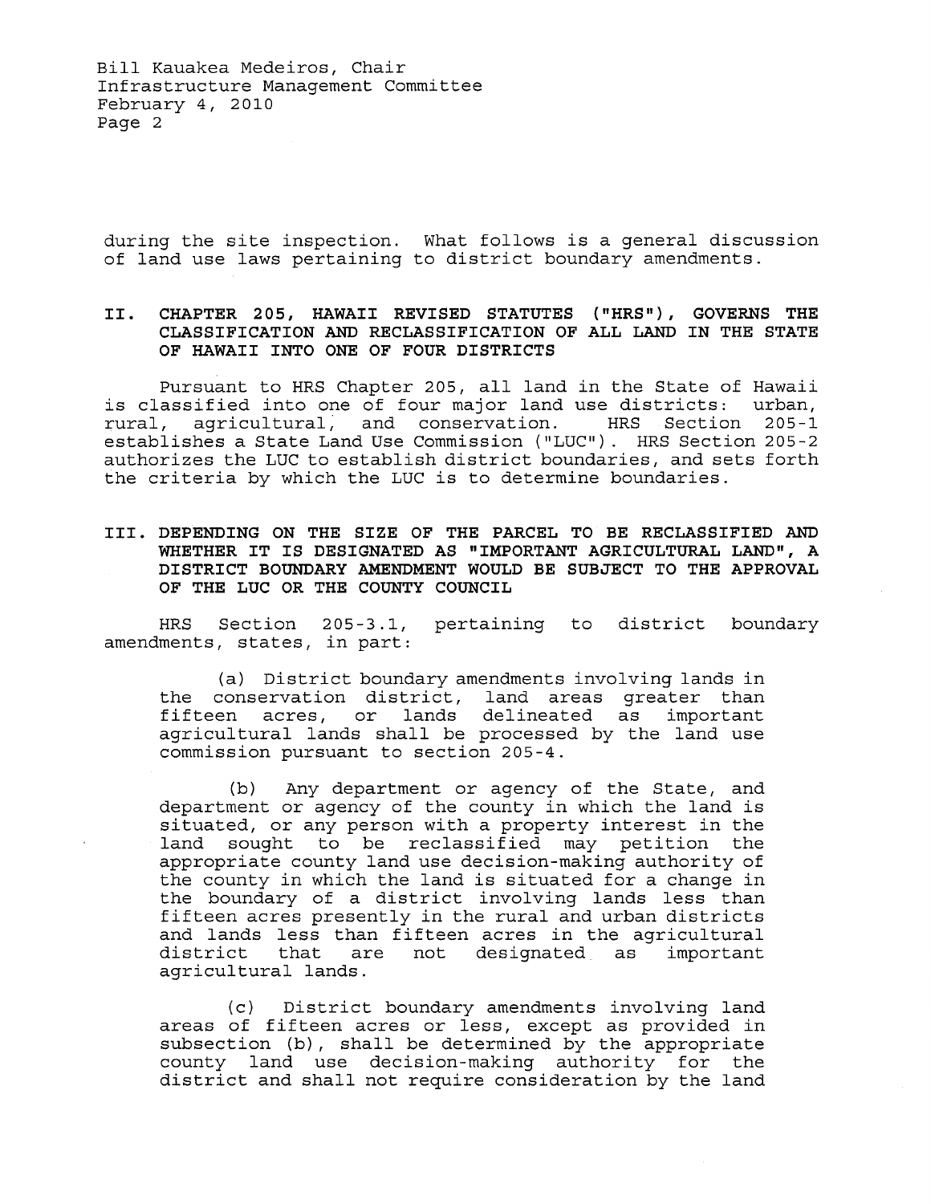during the site inspection. What follows is a general discussion of land use laws pertaining to district boundary amendments.

## II. CHAPTER 205, HAWAII REVISED STATUTES ("HRS"), GOVERNS THE CLASSIFICATION AND RECLASSIFICATION OF ALL LAND IN THE STATE OF HAWAII INTO ONE OF FOUR DISTRICTS

Pursuant to HRS Chapter 205, all land in the State of Hawaii is classified into one of four major land use districts: urban, rural, agricultural, and conservation. HRS Section 205-1 establishes a State Land Use Commission ("LUC"). HRS Section 205-2 authorizes the LUC to establish district boundaries, and sets forth the criteria by which the LUC is to determine boundaries.

## III. DEPENDING ON THE SIZE OF THE PARCEL TO BE RECLASSIFIED AND WHETHER IT IS DESIGNATED AS "IMPORTANT AGRICULTURAL LAND", A DISTRICT BOUNDARY AMENDMENT WOULD BE SUBJECT TO THE APPROVAL OF THE LUC OR THE COUNTY COUNCIL

HRS Section 205-3.1, pertaining to district boundary amendments, states, in part:

> (a) District boundary amendments involving lands in the conservation district, land areas greater than fifteen acres, or lands delineated as important agricultural lands shall be processed by the land use commission pursuant to section 205-4.
>
> (b) Any department or agency of the State, and department or agency of the county in which the land is situated, or any person with a property interest in the land sought to be reclassified may petition the appropriate county land use decision-making authority of the county in which the land is situated for a change in the boundary of a district involving lands less than fifteen acres presently in the rural and urban districts and lands less than fifteen acres in the agricultural district that are not designated as important agricultural lands.
>
> (c) District boundary amendments involving land areas of fifteen acres or less, except as provided in subsection (b), shall be determined by the appropriate county land use decision-making authority for the district and shall not require consideration by the land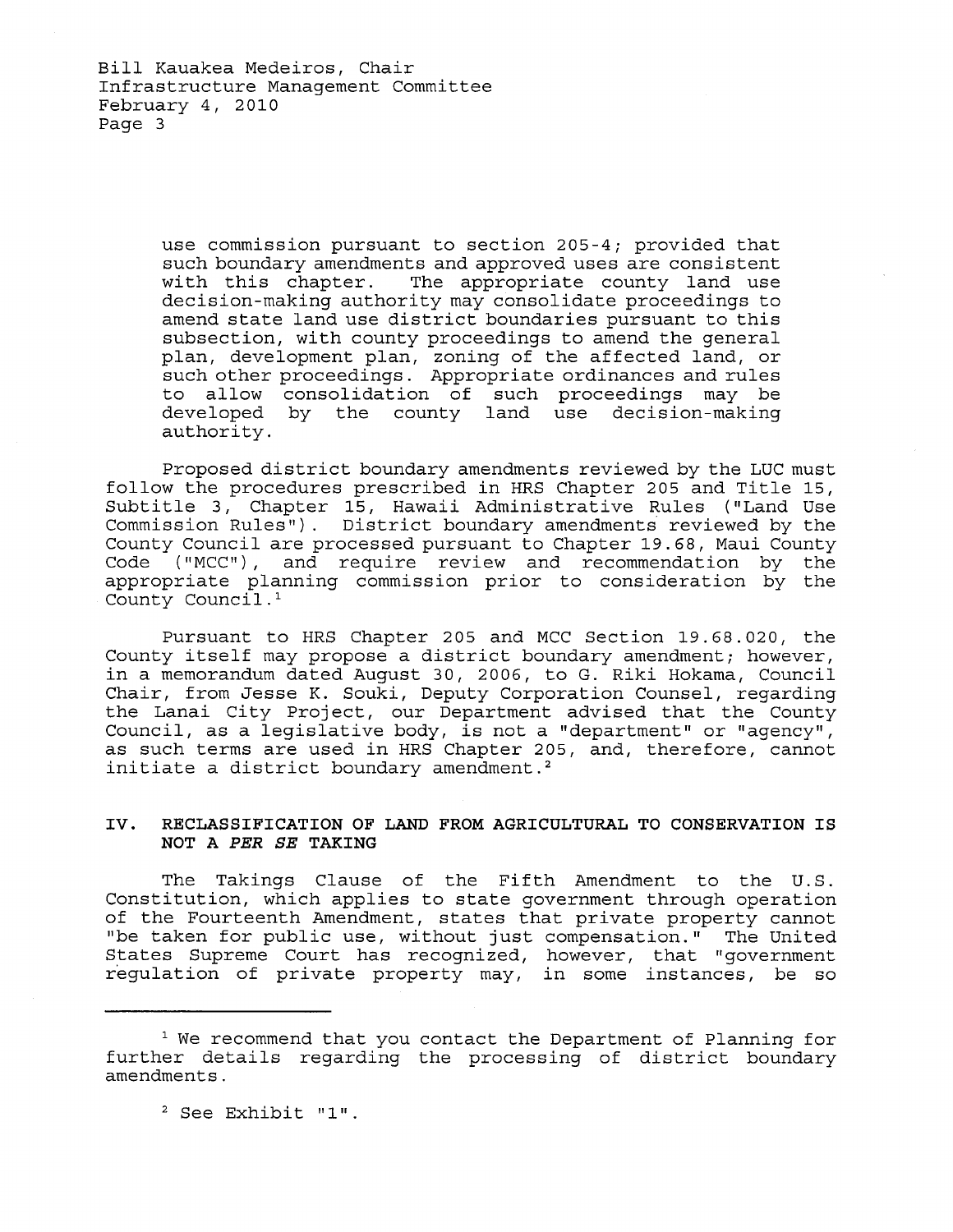> use commission pursuant to section 205-4; provided that such boundary amendments and approved uses are consistent with this chapter. The appropriate county land use decision-making authority may consolidate proceedings to amend state land use district boundaries pursuant to this subsection, with county proceedings to amend the general plan, development plan, zoning of the affected land, or such other proceedings. Appropriate ordinances and rules to allow consolidation of such proceedings may be developed by the county land use decision-making authority.

Proposed district boundary amendments reviewed by the LUC must follow the procedures prescribed in HRS Chapter 205 and Title 15, Subtitle 3, Chapter 15, Hawaii Administrative Rules ("Land Use Commission Rules"). District boundary amendments reviewed by the County Council are processed pursuant to Chapter 19.68, Maui County Code ("MCC"), and require review and recommendation by the appropriate planning commission prior to consideration by the County Council.[1]

Pursuant to HRS Chapter 205 and MCC Section 19.68.020, the County itself may propose a district boundary amendment; however, in a memorandum dated August 30, 2006, to G. Riki Hokama, Council Chair, from Jesse K. Souki, Deputy Corporation Counsel, regarding the Lanai City Project, our Department advised that the County Council, as a legislative body, is not a "department" or "agency", as such terms are used in HRS Chapter 205, and, therefore, cannot initiate a district boundary amendment.[2]

## IV. RECLASSIFICATION OF LAND FROM AGRICULTURAL TO CONSERVATION IS NOT A *PER SE* TAKING

The Takings Clause of the Fifth Amendment to the U.S. Constitution, which applies to state government through operation of the Fourteenth Amendment, states that private property cannot "be taken for public use, without just compensation." The United States Supreme Court has recognized, however, that "government regulation of private property may, in some instances, be so

---

[1] We recommend that you contact the Department of Planning for further details regarding the processing of district boundary amendments.

[2] See Exhibit "1".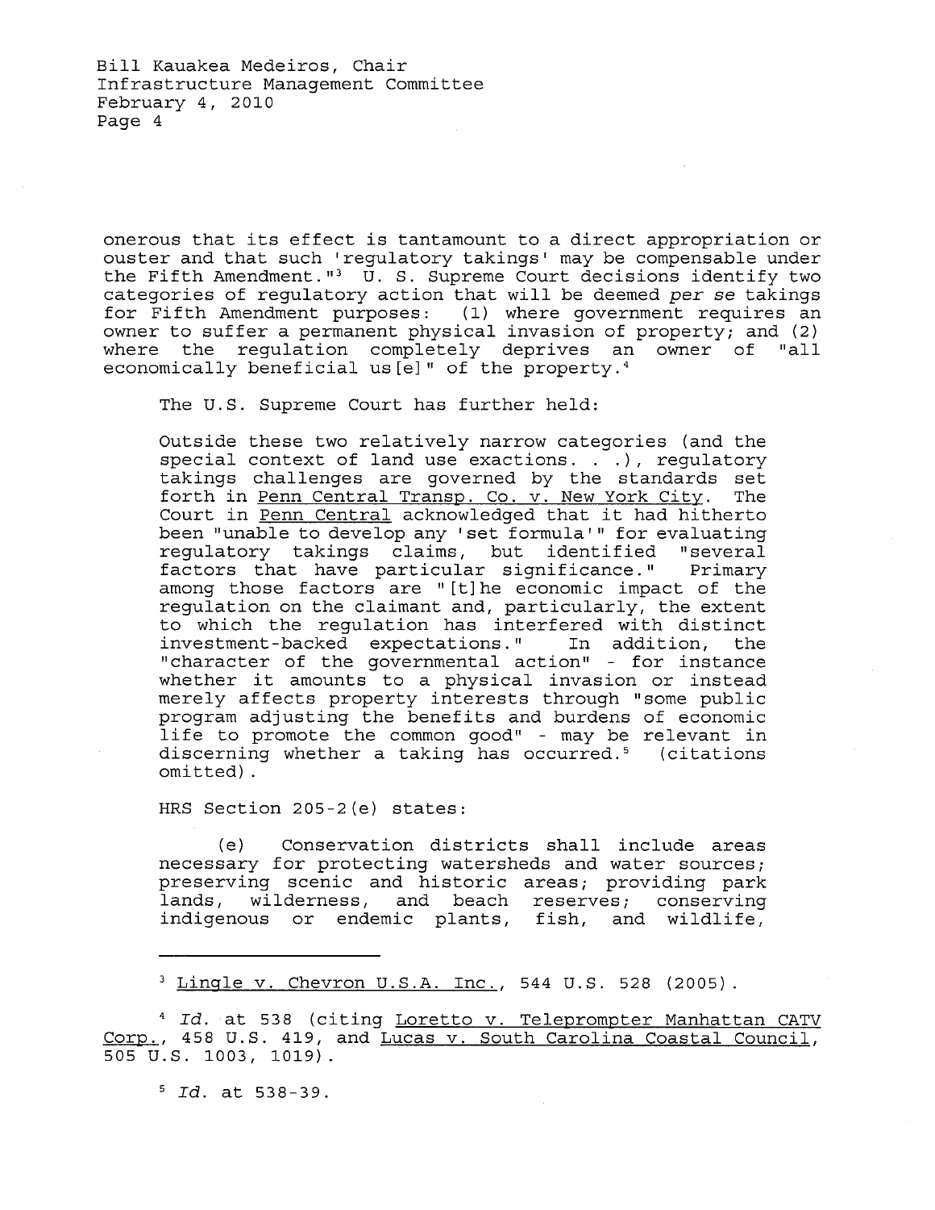onerous that its effect is tantamount to a direct appropriation or ouster and that such 'regulatory takings' may be compensable under the Fifth Amendment."[3] U. S. Supreme Court decisions identify two categories of regulatory action that will be deemed *per se* takings for Fifth Amendment purposes: (1) where government requires an owner to suffer a permanent physical invasion of property; and (2) where the regulation completely deprives an owner of "all economically beneficial us[e]" of the property.[4]

The U.S. Supreme Court has further held:

> Outside these two relatively narrow categories (and the special context of land use exactions. . .), regulatory takings challenges are governed by the standards set forth in Penn Central Transp. Co. v. New York City. The Court in Penn Central acknowledged that it had hitherto been "unable to develop any 'set formula'" for evaluating regulatory takings claims, but identified "several factors that have particular significance." Primary among those factors are "[t]he economic impact of the regulation on the claimant and, particularly, the extent to which the regulation has interfered with distinct investment-backed expectations." In addition, the "character of the governmental action" - for instance whether it amounts to a physical invasion or instead merely affects property interests through "some public program adjusting the benefits and burdens of economic life to promote the common good" - may be relevant in discerning whether a taking has occurred.[5] (citations omitted).

HRS Section 205-2(e) states:

> (e) Conservation districts shall include areas necessary for protecting watersheds and water sources; preserving scenic and historic areas; providing park lands, wilderness, and beach reserves; conserving indigenous or endemic plants, fish, and wildlife,

---

[3] Lingle v. Chevron U.S.A. Inc., 544 U.S. 528 (2005).

[4] *Id.* at 538 (citing Loretto v. Teleprompter Manhattan CATV Corp., 458 U.S. 419, and Lucas v. South Carolina Coastal Council, 505 U.S. 1003, 1019).

[5] *Id.* at 538-39.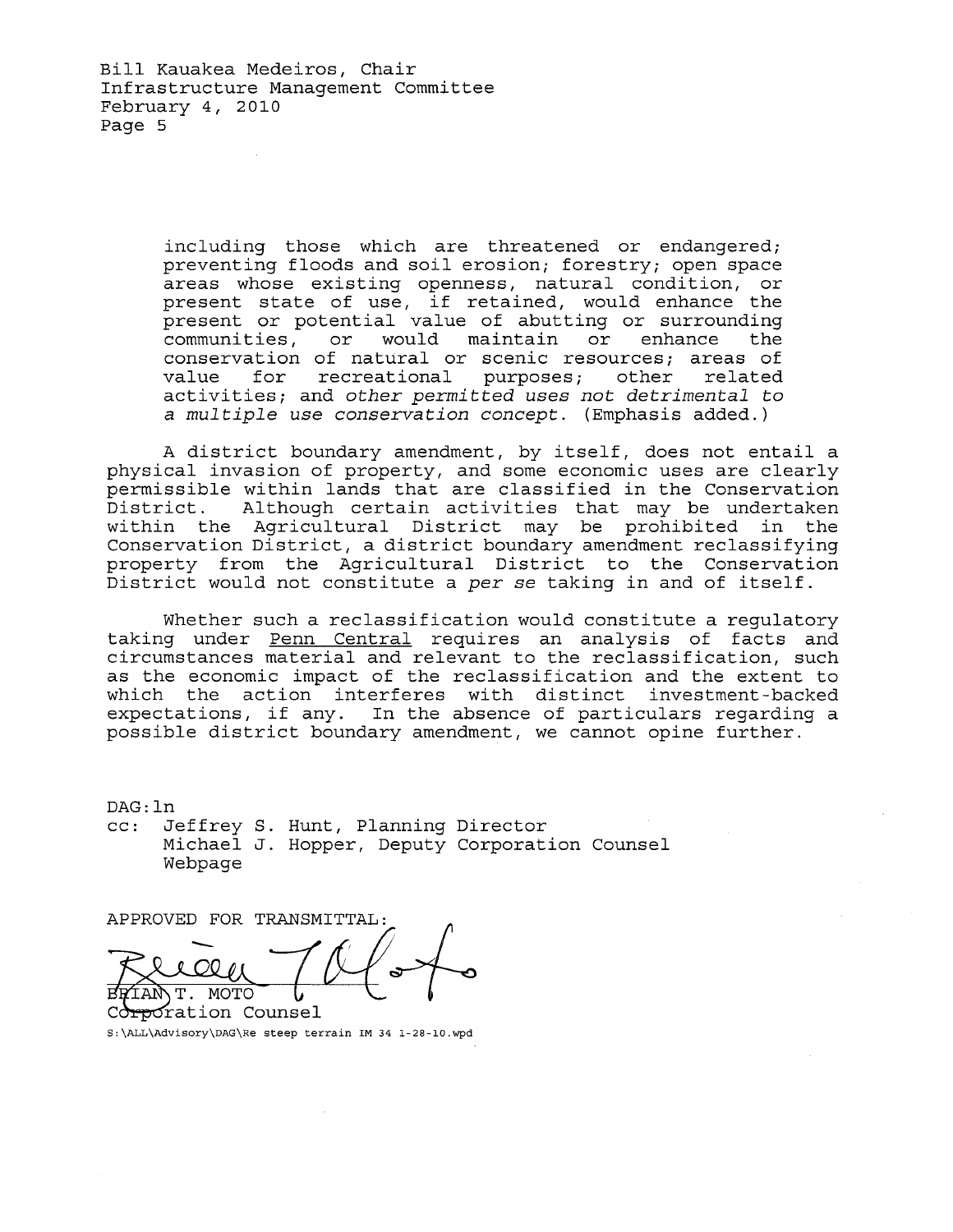> including those which are threatened or endangered; preventing floods and soil erosion; forestry; open space areas whose existing openness, natural condition, or present state of use, if retained, would enhance the present or potential value of abutting or surrounding communities, or would maintain or enhance the conservation of natural or scenic resources; areas of value for recreational purposes; other related activities; and *other permitted uses not detrimental to a multiple use conservation concept.* (Emphasis added.)

A district boundary amendment, by itself, does not entail a physical invasion of property, and some economic uses are clearly permissible within lands that are classified in the Conservation District. Although certain activities that may be undertaken within the Agricultural District may be prohibited in the Conservation District, a district boundary amendment reclassifying property from the Agricultural District to the Conservation District would not constitute a *per se* taking in and of itself.

Whether such a reclassification would constitute a regulatory taking under Penn Central requires an analysis of facts and circumstances material and relevant to the reclassification, such as the economic impact of the reclassification and the extent to which the action interferes with distinct investment-backed expectations, if any. In the absence of particulars regarding a possible district boundary amendment, we cannot opine further.

DAG:ln

cc: Jeffrey S. Hunt, Planning Director
Michael J. Hopper, Deputy Corporation Counsel
Webpage

APPROVED FOR TRANSMITTAL:

BRIAN T. MOTO
Corporation Counsel

S:\ALL\Advisory\DAG\Re steep terrain IM 34 1-28-10.wpd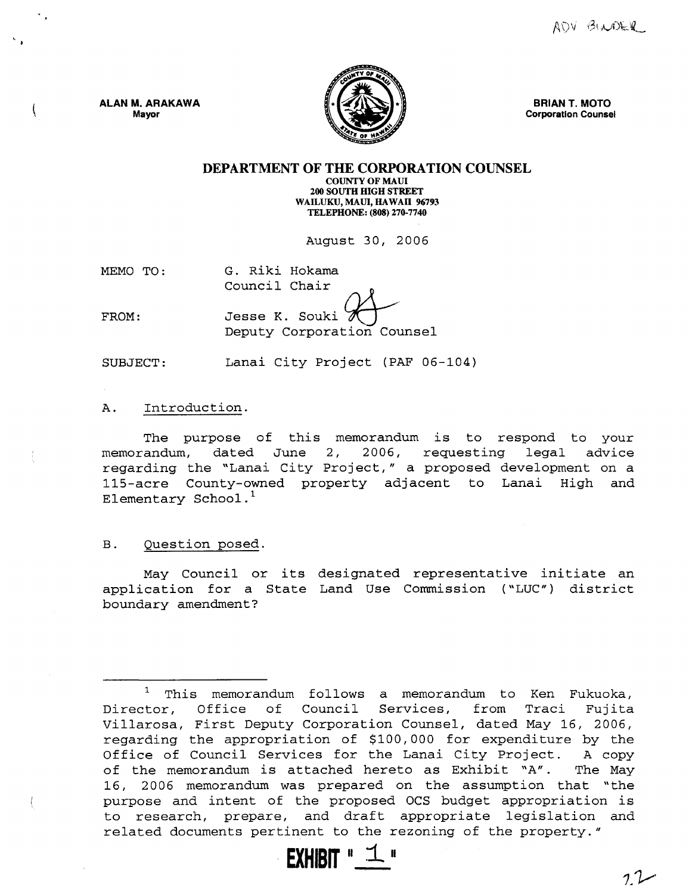ADV BOWDER

ALAN M. ARAKAWA
Mayor

BRIAN T. MOTO
Corporation Counsel

**DEPARTMENT OF THE CORPORATION COUNSEL**
COUNTY OF MAUI
200 SOUTH HIGH STREET
WAILUKU, MAUI, HAWAII 96793
TELEPHONE: (808) 270-7740

August 30, 2006

MEMO TO: G. Riki Hokama
Council Chair

FROM: Jesse K. Souki
Deputy Corporation Counsel

SUBJECT: Lanai City Project (PAF 06-104)

A. Introduction.

The purpose of this memorandum is to respond to your memorandum, dated June 2, 2006, requesting legal advice regarding the "Lanai City Project," a proposed development on a 115-acre County-owned property adjacent to Lanai High and Elementary School.[1]

B. Question posed.

May Council or its designated representative initiate an application for a State Land Use Commission ("LUC") district boundary amendment?

---

[1] This memorandum follows a memorandum to Ken Fukuoka, Director, Office of Council Services, from Traci Fujita Villarosa, First Deputy Corporation Counsel, dated May 16, 2006, regarding the appropriation of $100,000 for expenditure by the Office of Council Services for the Lanai City Project. A copy of the memorandum is attached hereto as Exhibit "A". The May 16, 2006 memorandum was prepared on the assumption that "the purpose and intent of the proposed OCS budget appropriation is to research, prepare, and draft appropriate legislation and related documents pertinent to the rezoning of the property."

**EXHIBIT "1"**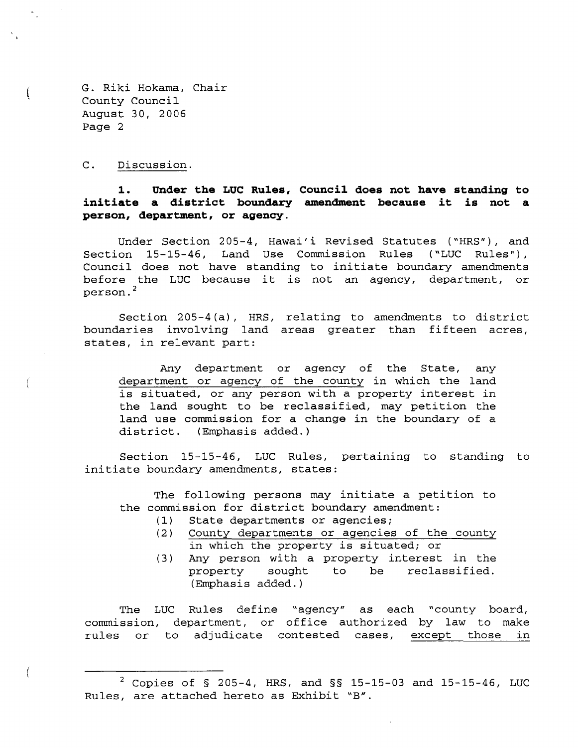G. Riki Hokama, Chair
County Council
August 30, 2006
Page 2

C. Discussion.

**1. Under the LUC Rules, Council does not have standing to initiate a district boundary amendment because it is not a person, department, or agency.**

Under Section 205-4, Hawai'i Revised Statutes ("HRS"), and Section 15-15-46, Land Use Commission Rules ("LUC Rules"), Council does not have standing to initiate boundary amendments before the LUC because it is not an agency, department, or person.[2]

Section 205-4(a), HRS, relating to amendments to district boundaries involving land areas greater than fifteen acres, states, in relevant part:

> Any department or agency of the State, any department or agency of the county in which the land is situated, or any person with a property interest in the land sought to be reclassified, may petition the land use commission for a change in the boundary of a district. (Emphasis added.)

Section 15-15-46, LUC Rules, pertaining to standing to initiate boundary amendments, states:

> The following persons may initiate a petition to the commission for district boundary amendment:
> (1) State departments or agencies;
> (2) County departments or agencies of the county in which the property is situated; or
> (3) Any person with a property interest in the property sought to be reclassified. (Emphasis added.)

The LUC Rules define "agency" as each "county board, commission, department, or office authorized by law to make rules or to adjudicate contested cases, except those in

[2] Copies of § 205-4, HRS, and §§ 15-15-03 and 15-15-46, LUC Rules, are attached hereto as Exhibit "B".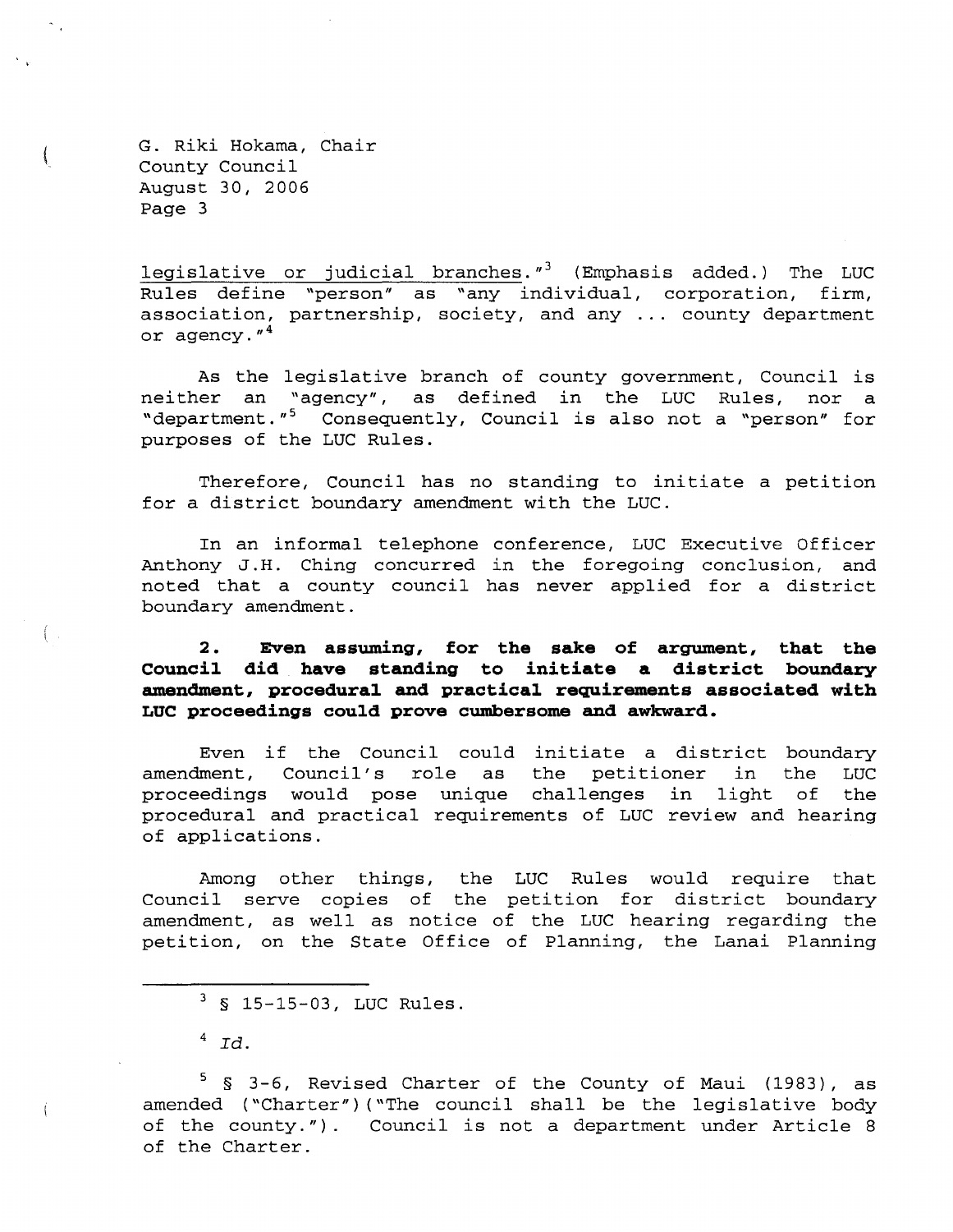legislative or judicial branches."[3] (Emphasis added.) The LUC Rules define "person" as "any individual, corporation, firm, association, partnership, society, and any ... county department or agency."[4]

As the legislative branch of county government, Council is neither an "agency", as defined in the LUC Rules, nor a "department."[5] Consequently, Council is also not a "person" for purposes of the LUC Rules.

Therefore, Council has no standing to initiate a petition for a district boundary amendment with the LUC.

In an informal telephone conference, LUC Executive Officer Anthony J.H. Ching concurred in the foregoing conclusion, and noted that a county council has never applied for a district boundary amendment.

**2. Even assuming, for the sake of argument, that the Council did have standing to initiate a district boundary amendment, procedural and practical requirements associated with LUC proceedings could prove cumbersome and awkward.**

Even if the Council could initiate a district boundary amendment, Council's role as the petitioner in the LUC proceedings would pose unique challenges in light of the procedural and practical requirements of LUC review and hearing of applications.

Among other things, the LUC Rules would require that Council serve copies of the petition for district boundary amendment, as well as notice of the LUC hearing regarding the petition, on the State Office of Planning, the Lanai Planning

---

[3] § 15-15-03, LUC Rules.

[4] *Id.*

[5] § 3-6, Revised Charter of the County of Maui (1983), as amended ("Charter")("The council shall be the legislative body of the county."). Council is not a department under Article 8 of the Charter.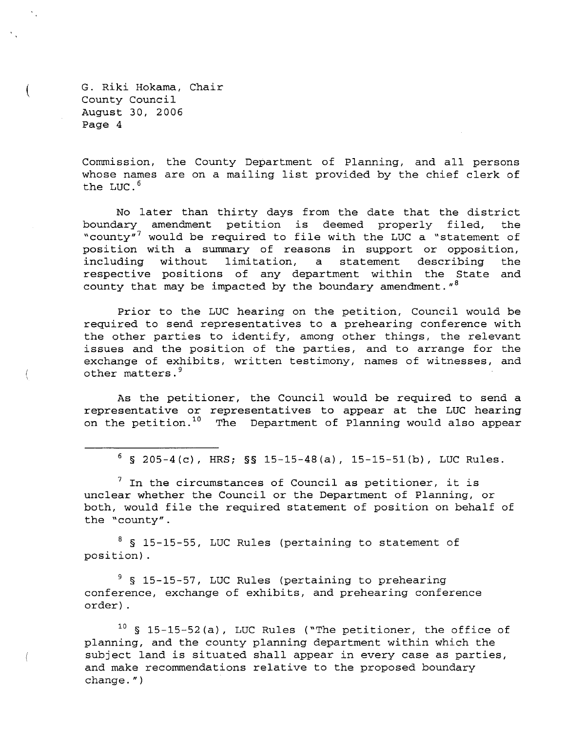Commission, the County Department of Planning, and all persons whose names are on a mailing list provided by the chief clerk of the LUC.[6]

No later than thirty days from the date that the district boundary amendment petition is deemed properly filed, the "county"[7] would be required to file with the LUC a "statement of position with a summary of reasons in support or opposition, including without limitation, a statement describing the respective positions of any department within the State and county that may be impacted by the boundary amendment."[8]

Prior to the LUC hearing on the petition, Council would be required to send representatives to a prehearing conference with the other parties to identify, among other things, the relevant issues and the position of the parties, and to arrange for the exchange of exhibits, written testimony, names of witnesses, and other matters.[9]

As the petitioner, the Council would be required to send a representative or representatives to appear at the LUC hearing on the petition.[10] The Department of Planning would also appear

---

[6] § 205-4(c), HRS; §§ 15-15-48(a), 15-15-51(b), LUC Rules.

[7] In the circumstances of Council as petitioner, it is unclear whether the Council or the Department of Planning, or both, would file the required statement of position on behalf of the "county".

[8] § 15-15-55, LUC Rules (pertaining to statement of position).

[9] § 15-15-57, LUC Rules (pertaining to prehearing conference, exchange of exhibits, and prehearing conference order).

[10] § 15-15-52(a), LUC Rules ("The petitioner, the office of planning, and the county planning department within which the subject land is situated shall appear in every case as parties, and make recommendations relative to the proposed boundary change.")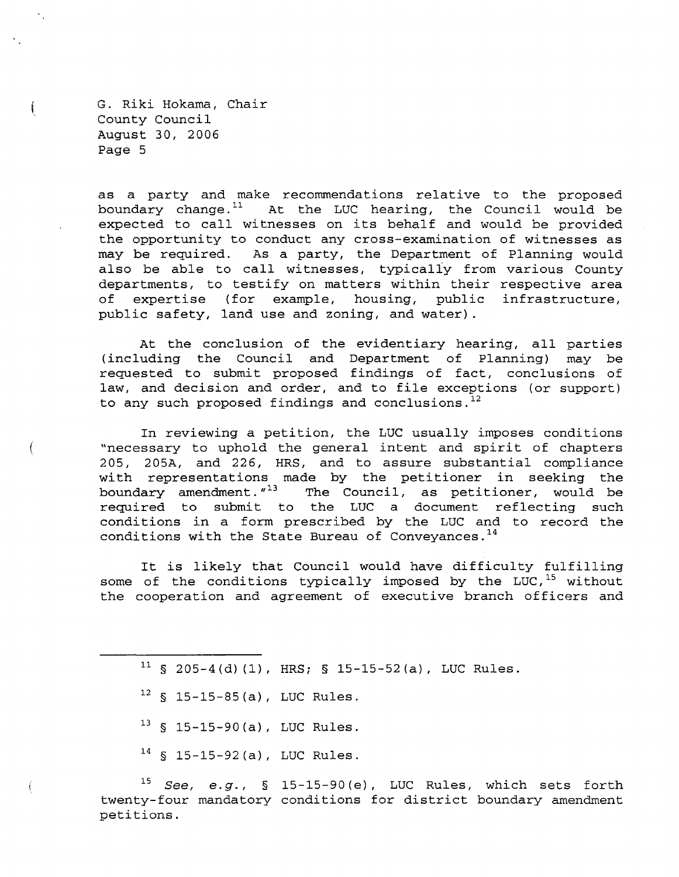as a party and make recommendations relative to the proposed boundary change.[11] At the LUC hearing, the Council would be expected to call witnesses on its behalf and would be provided the opportunity to conduct any cross-examination of witnesses as may be required. As a party, the Department of Planning would also be able to call witnesses, typically from various County departments, to testify on matters within their respective area of expertise (for example, housing, public infrastructure, public safety, land use and zoning, and water).

At the conclusion of the evidentiary hearing, all parties (including the Council and Department of Planning) may be requested to submit proposed findings of fact, conclusions of law, and decision and order, and to file exceptions (or support) to any such proposed findings and conclusions.[12]

In reviewing a petition, the LUC usually imposes conditions "necessary to uphold the general intent and spirit of chapters 205, 205A, and 226, HRS, and to assure substantial compliance with representations made by the petitioner in seeking the boundary amendment."[13] The Council, as petitioner, would be required to submit to the LUC a document reflecting such conditions in a form prescribed by the LUC and to record the conditions with the State Bureau of Conveyances.[14]

It is likely that Council would have difficulty fulfilling some of the conditions typically imposed by the LUC,[15] without the cooperation and agreement of executive branch officers and

---

[11] § 205-4(d)(1), HRS; § 15-15-52(a), LUC Rules.

[12] § 15-15-85(a), LUC Rules.

[13] § 15-15-90(a), LUC Rules.

[14] § 15-15-92(a), LUC Rules.

[15] *See, e.g.*, § 15-15-90(e), LUC Rules, which sets forth twenty-four mandatory conditions for district boundary amendment petitions.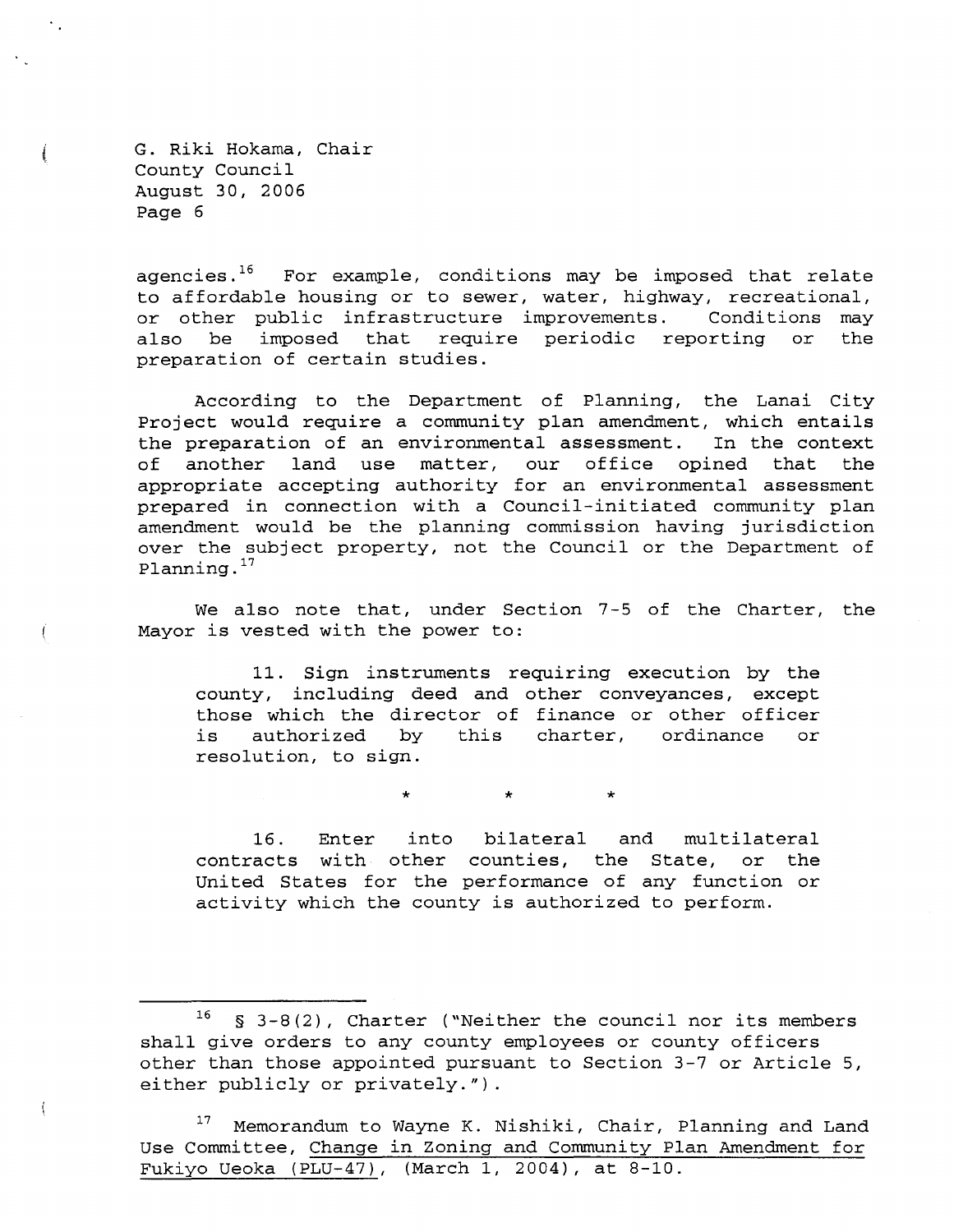agencies.[16] For example, conditions may be imposed that relate to affordable housing or to sewer, water, highway, recreational, or other public infrastructure improvements. Conditions may also be imposed that require periodic reporting or the preparation of certain studies.

According to the Department of Planning, the Lanai City Project would require a community plan amendment, which entails the preparation of an environmental assessment. In the context of another land use matter, our office opined that the appropriate accepting authority for an environmental assessment prepared in connection with a Council-initiated community plan amendment would be the planning commission having jurisdiction over the subject property, not the Council or the Department of Planning.[17]

We also note that, under Section 7-5 of the Charter, the Mayor is vested with the power to:

> 11. Sign instruments requiring execution by the county, including deed and other conveyances, except those which the director of finance or other officer is authorized by this charter, ordinance or resolution, to sign.
>
> \* \* \*
>
> 16. Enter into bilateral and multilateral contracts with other counties, the State, or the United States for the performance of any function or activity which the county is authorized to perform.

---

[16] § 3-8(2), Charter ("Neither the council nor its members shall give orders to any county employees or county officers other than those appointed pursuant to Section 3-7 or Article 5, either publicly or privately.").

[17] Memorandum to Wayne K. Nishiki, Chair, Planning and Land Use Committee, Change in Zoning and Community Plan Amendment for Fukiyo Ueoka (PLU-47), (March 1, 2004), at 8-10.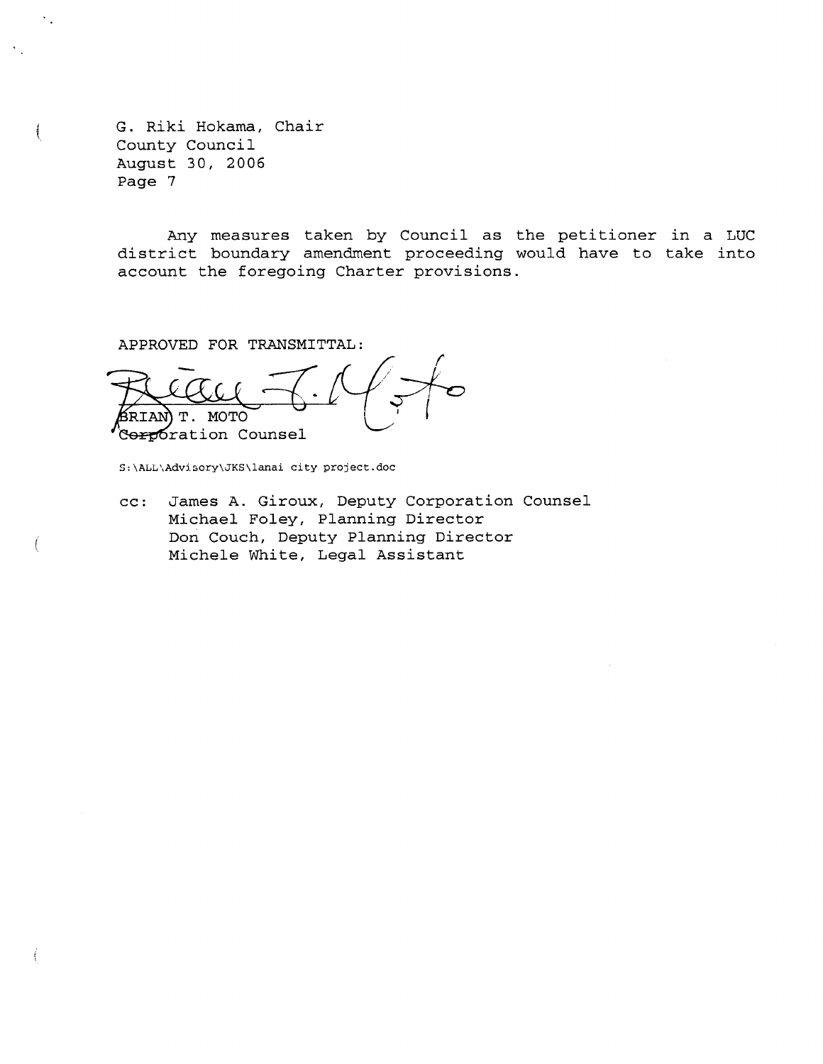G. Riki Hokama, Chair
County Council
August 30, 2006
Page 7

Any measures taken by Council as the petitioner in a LUC district boundary amendment proceeding would have to take into account the foregoing Charter provisions.

APPROVED FOR TRANSMITTAL:

BRIAN T. MOTO
Corporation Counsel

S:\ALL\Advisory\JKS\lanai city project.doc

cc: James A. Giroux, Deputy Corporation Counsel
Michael Foley, Planning Director
Don Couch, Deputy Planning Director
Michele White, Legal Assistant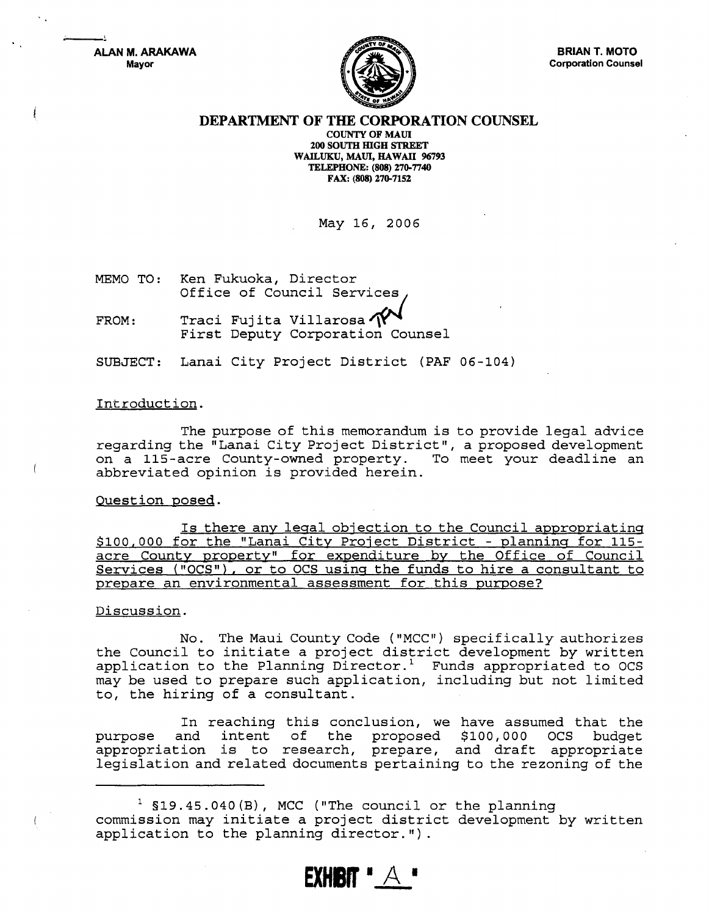**ALAN M. ARAKAWA**
Mayor

**BRIAN T. MOTO**
Corporation Counsel

**DEPARTMENT OF THE CORPORATION COUNSEL**
COUNTY OF MAUI
200 SOUTH HIGH STREET
WAILUKU, MAUI, HAWAII 96793
TELEPHONE: (808) 270-7740
FAX: (808) 270-7152

May 16, 2006

MEMO TO: Ken Fukuoka, Director
Office of Council Services

FROM: Traci Fujita Villarosa
First Deputy Corporation Counsel

SUBJECT: Lanai City Project District (PAF 06-104)

Introduction.

The purpose of this memorandum is to provide legal advice regarding the "Lanai City Project District", a proposed development on a 115-acre County-owned property. To meet your deadline an abbreviated opinion is provided herein.

Question posed.

Is there any legal objection to the Council appropriating $100,000 for the "Lanai City Project District - planning for 115-acre County property" for expenditure by the Office of Council Services ("OCS"), or to OCS using the funds to hire a consultant to prepare an environmental assessment for this purpose?

Discussion.

No. The Maui County Code ("MCC") specifically authorizes the Council to initiate a project district development by written application to the Planning Director.[1] Funds appropriated to OCS may be used to prepare such application, including but not limited to, the hiring of a consultant.

In reaching this conclusion, we have assumed that the purpose and intent of the proposed $100,000 OCS budget appropriation is to research, prepare, and draft appropriate legislation and related documents pertaining to the rezoning of the

---

[1] §19.45.040(B), MCC ("The council or the planning commission may initiate a project district development by written application to the planning director.").

EXHIBIT "A"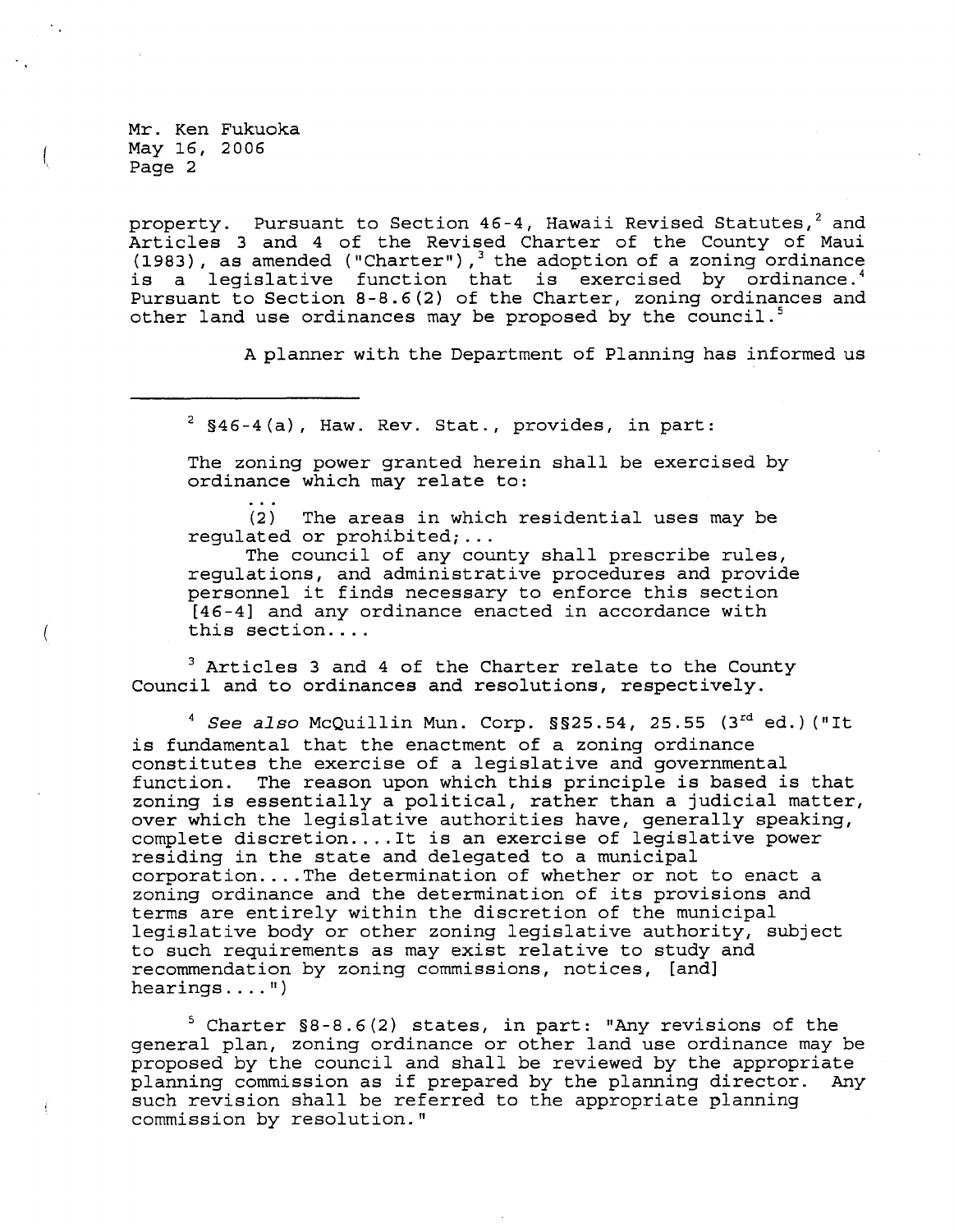Mr. Ken Fukuoka
May 16, 2006
Page 2

property. Pursuant to Section 46-4, Hawaii Revised Statutes,[2] and Articles 3 and 4 of the Revised Charter of the County of Maui (1983), as amended ("Charter"),[3] the adoption of a zoning ordinance is a legislative function that is exercised by ordinance.[4] Pursuant to Section 8-8.6(2) of the Charter, zoning ordinances and other land use ordinances may be proposed by the council.[5]

A planner with the Department of Planning has informed us

---

[2] §46-4(a), Haw. Rev. Stat., provides, in part:

> The zoning power granted herein shall be exercised by ordinance which may relate to:
>
> ...
>
> (2) The areas in which residential uses may be regulated or prohibited;...
>
> The council of any county shall prescribe rules, regulations, and administrative procedures and provide personnel it finds necessary to enforce this section [46-4] and any ordinance enacted in accordance with this section....

[3] Articles 3 and 4 of the Charter relate to the County Council and to ordinances and resolutions, respectively.

[4] *See also* McQuillin Mun. Corp. §§25.54, 25.55 (3rd ed.) ("It is fundamental that the enactment of a zoning ordinance constitutes the exercise of a legislative and governmental function. The reason upon which this principle is based is that zoning is essentially a political, rather than a judicial matter, over which the legislative authorities have, generally speaking, complete discretion....It is an exercise of legislative power residing in the state and delegated to a municipal corporation....The determination of whether or not to enact a zoning ordinance and the determination of its provisions and terms are entirely within the discretion of the municipal legislative body or other zoning legislative authority, subject to such requirements as may exist relative to study and recommendation by zoning commissions, notices, [and] hearings....")

[5] Charter §8-8.6(2) states, in part: "Any revisions of the general plan, zoning ordinance or other land use ordinance may be proposed by the council and shall be reviewed by the appropriate planning commission as if prepared by the planning director. Any such revision shall be referred to the appropriate planning commission by resolution."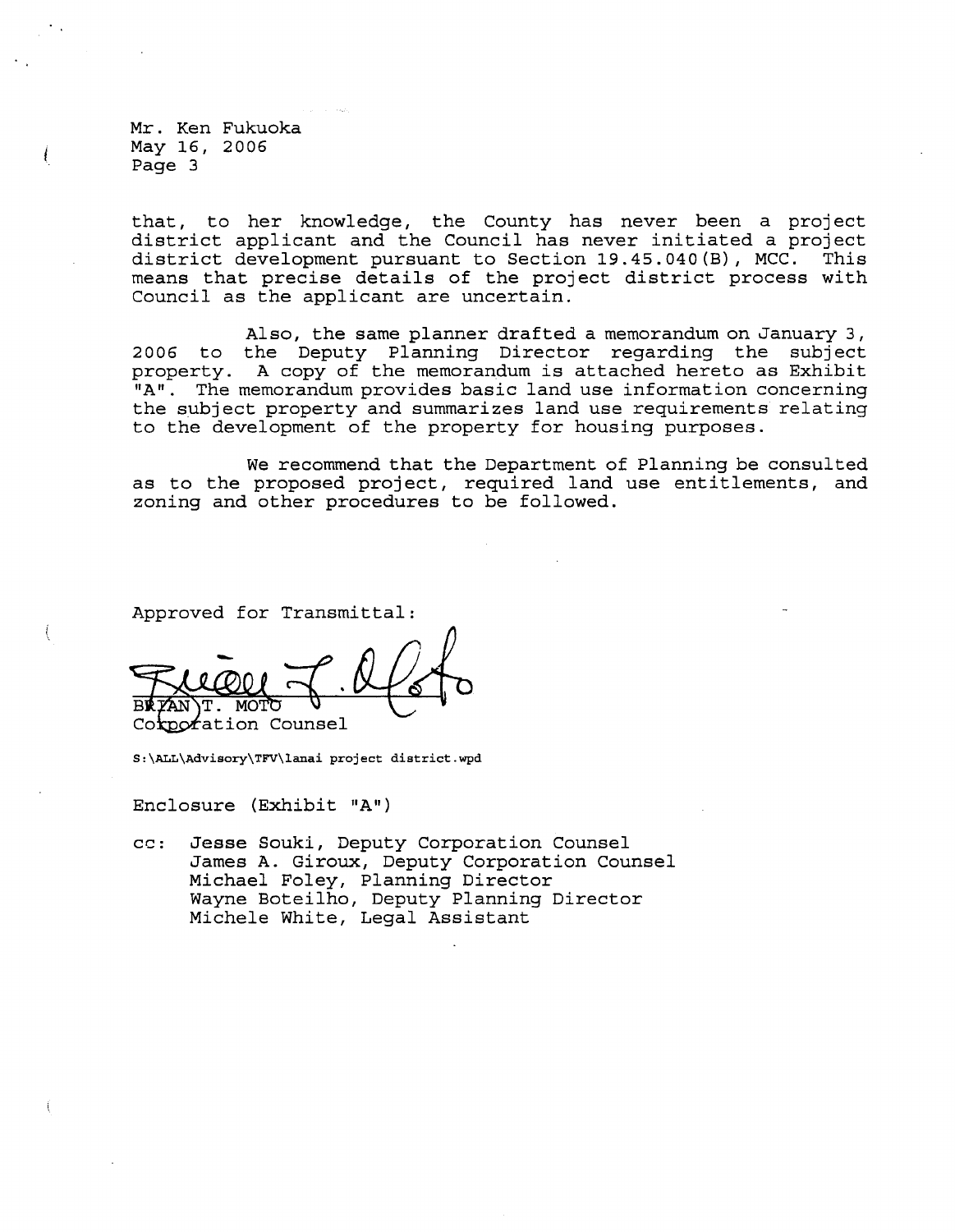Mr. Ken Fukuoka
May 16, 2006
Page 3

that, to her knowledge, the County has never been a project district applicant and the Council has never initiated a project district development pursuant to Section 19.45.040(B), MCC. This means that precise details of the project district process with Council as the applicant are uncertain.

Also, the same planner drafted a memorandum on January 3, 2006 to the Deputy Planning Director regarding the subject property. A copy of the memorandum is attached hereto as Exhibit "A". The memorandum provides basic land use information concerning the subject property and summarizes land use requirements relating to the development of the property for housing purposes.

We recommend that the Department of Planning be consulted as to the proposed project, required land use entitlements, and zoning and other procedures to be followed.

Approved for Transmittal:

BRIAN T. MOTO
Corporation Counsel

S:\ALL\Advisory\TFV\lanai project district.wpd

Enclosure (Exhibit "A")

cc: Jesse Souki, Deputy Corporation Counsel
James A. Giroux, Deputy Corporation Counsel
Michael Foley, Planning Director
Wayne Boteilho, Deputy Planning Director
Michele White, Legal Assistant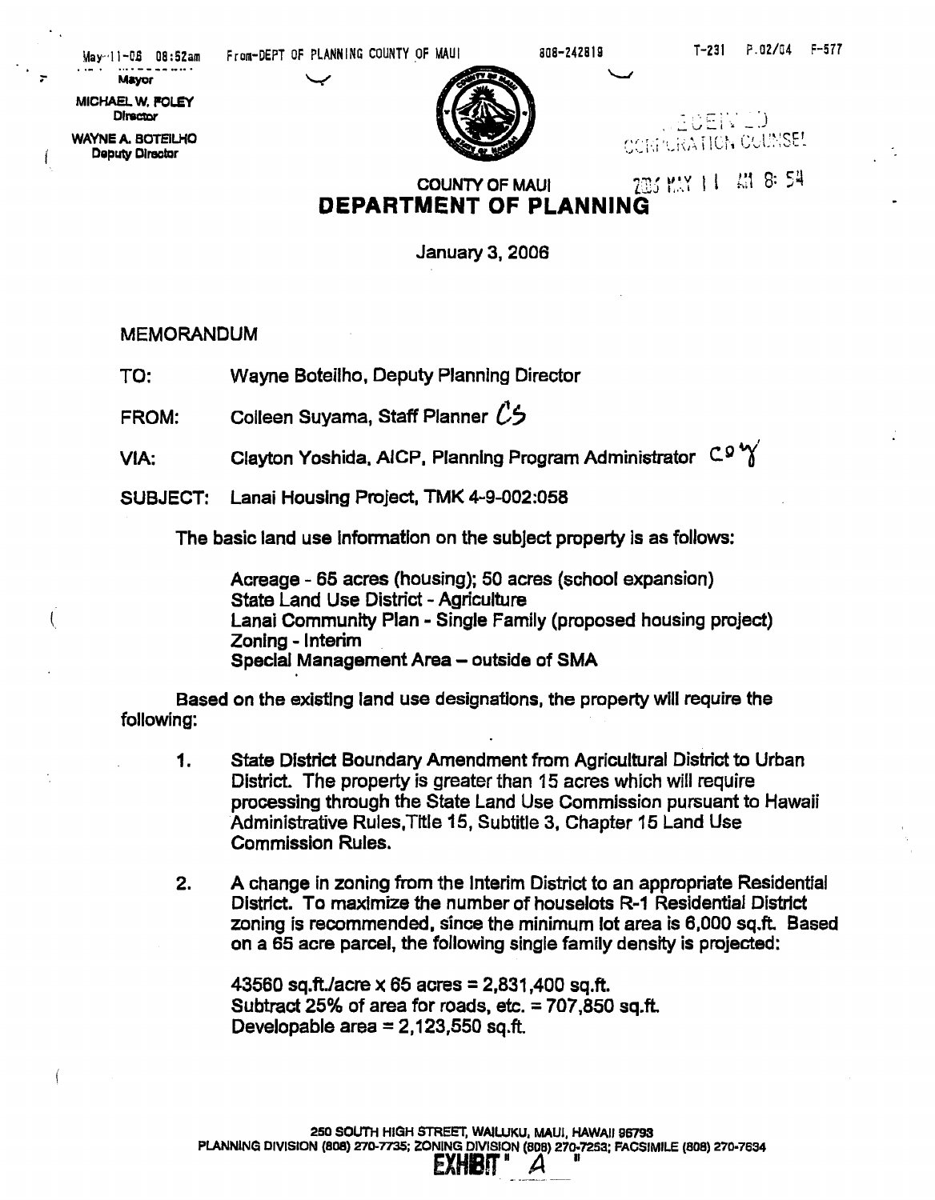Mayor

MICHAEL W. FOLEY
Director

WAYNE A. BOTEILHO
Deputy Director

RECEIVED
CORPORATION COUNSEL

2006 MAY 11 AM 8: 54

# COUNTY OF MAUI
# DEPARTMENT OF PLANNING

January 3, 2006

MEMORANDUM

TO: Wayne Boteilho, Deputy Planning Director

FROM: Colleen Suyama, Staff Planner *CS*

VIA: Clayton Yoshida, AICP, Planning Program Administrator *COY*

SUBJECT: Lanai Housing Project, TMK 4-9-002:058

The basic land use information on the subject property is as follows:

Acreage - 65 acres (housing); 50 acres (school expansion)
State Land Use District - Agriculture
Lanai Community Plan - Single Family (proposed housing project)
Zoning - Interim
Special Management Area – outside of SMA

Based on the existing land use designations, the property will require the following:

1. State District Boundary Amendment from Agricultural District to Urban District. The property is greater than 15 acres which will require processing through the State Land Use Commission pursuant to Hawaii Administrative Rules,Title 15, Subtitle 3, Chapter 15 Land Use Commission Rules.

2. A change in zoning from the Interim District to an appropriate Residential District. To maximize the number of houselots R-1 Residential District zoning is recommended, since the minimum lot area is 6,000 sq.ft. Based on a 65 acre parcel, the following single family density is projected:

   43560 sq.ft./acre x 65 acres = 2,831,400 sq.ft.
   Subtract 25% of area for roads, etc. = 707,850 sq.ft.
   Developable area = 2,123,550 sq.ft.

250 SOUTH HIGH STREET, WAILUKU, MAUI, HAWAII 96793
PLANNING DIVISION (808) 270-7735; ZONING DIVISION (808) 270-7253; FACSIMILE (808) 270-7634

EXHIBIT "A"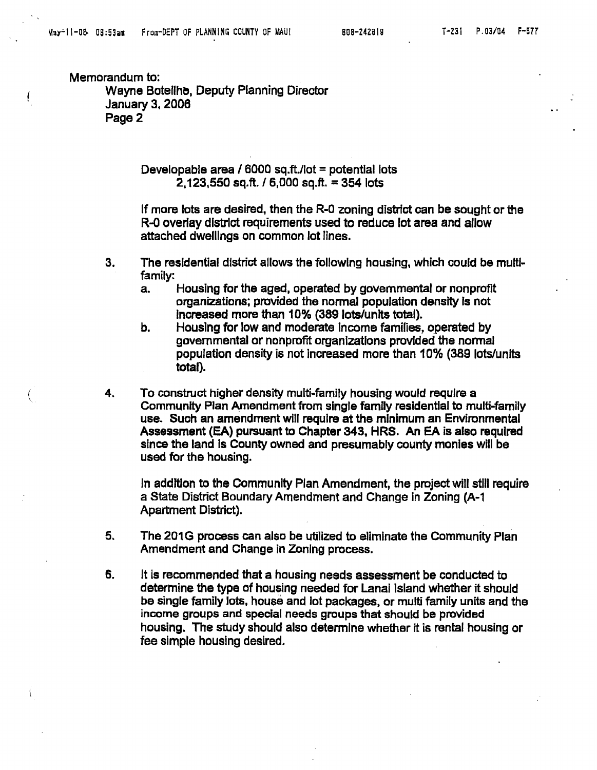Memorandum to:
Wayne Boteilho, Deputy Planning Director
January 3, 2006
Page 2

Developable area / 6000 sq.ft./lot = potential lots
2,123,550 sq.ft. / 6,000 sq.ft. = 354 lots

If more lots are desired, then the R-0 zoning district can be sought or the R-0 overlay district requirements used to reduce lot area and allow attached dwellings on common lot lines.

3. The residential district allows the following housing, which could be multi-family:
   a. Housing for the aged, operated by governmental or nonprofit organizations; provided the normal population density is not increased more than 10% (389 lots/units total).
   b. Housing for low and moderate income families, operated by governmental or nonprofit organizations provided the normal population density is not increased more than 10% (389 lots/units total).

4. To construct higher density multi-family housing would require a Community Plan Amendment from single family residential to multi-family use. Such an amendment will require at the minimum an Environmental Assessment (EA) pursuant to Chapter 343, HRS. An EA is also required since the land is County owned and presumably county monies will be used for the housing.

   In addition to the Community Plan Amendment, the project will still require a State District Boundary Amendment and Change in Zoning (A-1 Apartment District).

5. The 201G process can also be utilized to eliminate the Community Plan Amendment and Change in Zoning process.

6. It is recommended that a housing needs assessment be conducted to determine the type of housing needed for Lanai Island whether it should be single family lots, house and lot packages, or multi family units and the income groups and special needs groups that should be provided housing. The study should also determine whether it is rental housing or fee simple housing desired.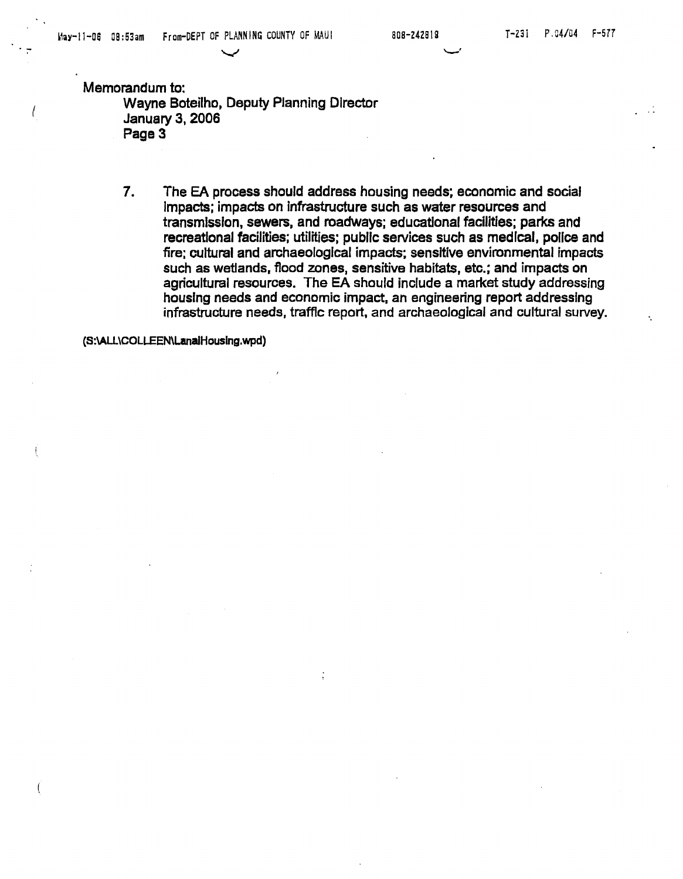Memorandum to:

Wayne Boteilho, Deputy Planning Director
January 3, 2006
Page 3

7. The EA process should address housing needs; economic and social impacts; impacts on infrastructure such as water resources and transmission, sewers, and roadways; educational facilities; parks and recreational facilities; utilities; public services such as medical, police and fire; cultural and archaeological impacts; sensitive environmental impacts such as wetlands, flood zones, sensitive habitats, etc.; and impacts on agricultural resources. The EA should include a market study addressing housing needs and economic impact, an engineering report addressing infrastructure needs, traffic report, and archaeological and cultural survey.

(S:\ALL\COLLEEN\LanaiHousing.wpd)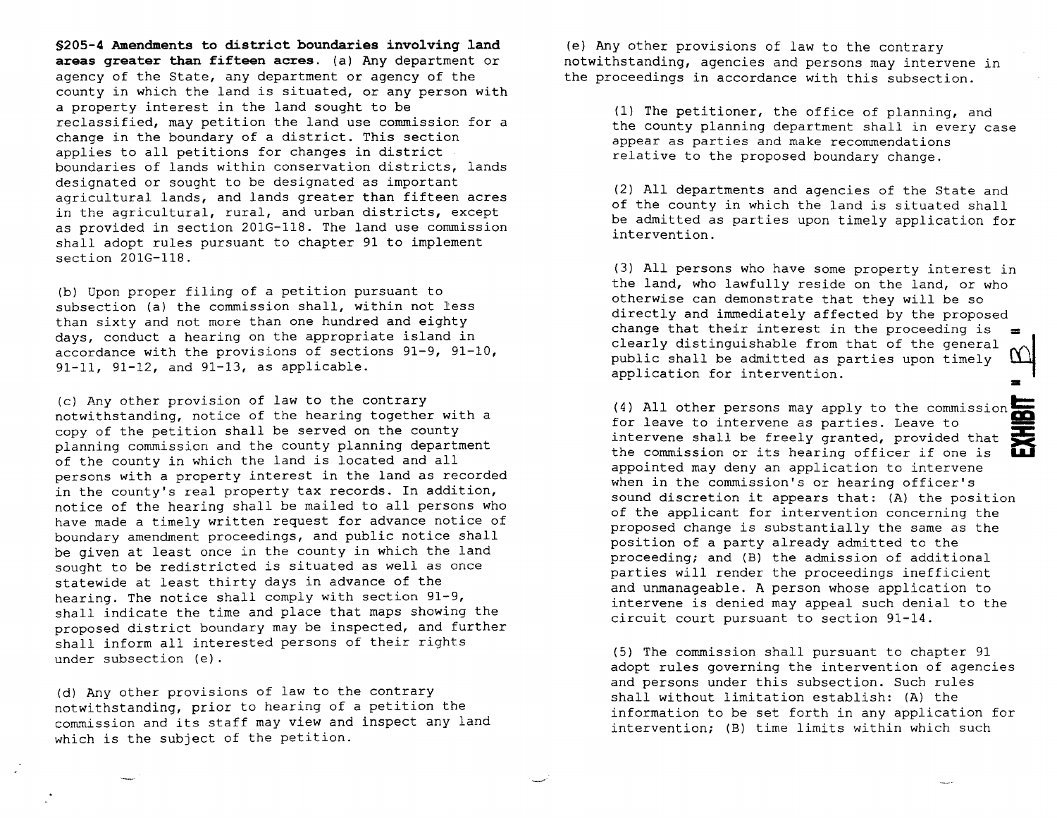**§205-4 Amendments to district boundaries involving land areas greater than fifteen acres.** (a) Any department or agency of the State, any department or agency of the county in which the land is situated, or any person with a property interest in the land sought to be reclassified, may petition the land use commission for a change in the boundary of a district. This section applies to all petitions for changes in district boundaries of lands within conservation districts, lands designated or sought to be designated as important agricultural lands, and lands greater than fifteen acres in the agricultural, rural, and urban districts, except as provided in section 201G-118. The land use commission shall adopt rules pursuant to chapter 91 to implement section 201G-118.

(b) Upon proper filing of a petition pursuant to subsection (a) the commission shall, within not less than sixty and not more than one hundred and eighty days, conduct a hearing on the appropriate island in accordance with the provisions of sections 91-9, 91-10, 91-11, 91-12, and 91-13, as applicable.

(c) Any other provision of law to the contrary notwithstanding, notice of the hearing together with a copy of the petition shall be served on the county planning commission and the county planning department of the county in which the land is located and all persons with a property interest in the land as recorded in the county's real property tax records. In addition, notice of the hearing shall be mailed to all persons who have made a timely written request for advance notice of boundary amendment proceedings, and public notice shall be given at least once in the county in which the land sought to be redistricted is situated as well as once statewide at least thirty days in advance of the hearing. The notice shall comply with section 91-9, shall indicate the time and place that maps showing the proposed district boundary may be inspected, and further shall inform all interested persons of their rights under subsection (e).

(d) Any other provisions of law to the contrary notwithstanding, prior to hearing of a petition the commission and its staff may view and inspect any land which is the subject of the petition.

(e) Any other provisions of law to the contrary notwithstanding, agencies and persons may intervene in the proceedings in accordance with this subsection.

(1) The petitioner, the office of planning, and the county planning department shall in every case appear as parties and make recommendations relative to the proposed boundary change.

(2) All departments and agencies of the State and of the county in which the land is situated shall be admitted as parties upon timely application for intervention.

(3) All persons who have some property interest in the land, who lawfully reside on the land, or who otherwise can demonstrate that they will be so directly and immediately affected by the proposed change that their interest in the proceeding is clearly distinguishable from that of the general public shall be admitted as parties upon timely application for intervention.

(4) All other persons may apply to the commission for leave to intervene as parties. Leave to intervene shall be freely granted, provided that the commission or its hearing officer if one is appointed may deny an application to intervene when in the commission's or hearing officer's sound discretion it appears that: (A) the position of the applicant for intervention concerning the proposed change is substantially the same as the position of a party already admitted to the proceeding; and (B) the admission of additional parties will render the proceedings inefficient and unmanageable. A person whose application to intervene is denied may appeal such denial to the circuit court pursuant to section 91-14.

(5) The commission shall pursuant to chapter 91 adopt rules governing the intervention of agencies and persons under this subsection. Such rules shall without limitation establish: (A) the information to be set forth in any application for intervention; (B) time limits within which such

EXHIBIT B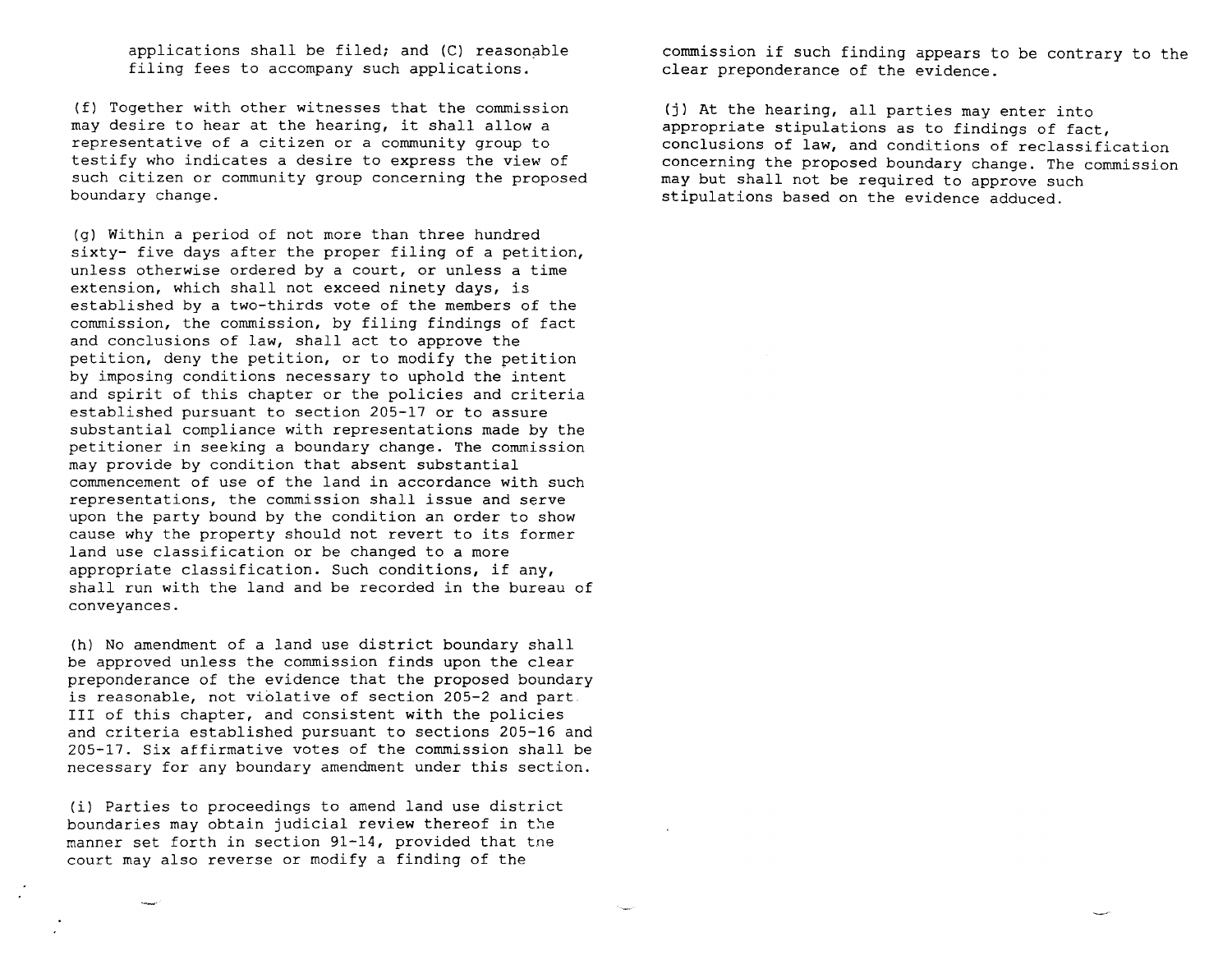applications shall be filed; and (C) reasonable filing fees to accompany such applications.

(f) Together with other witnesses that the commission may desire to hear at the hearing, it shall allow a representative of a citizen or a community group to testify who indicates a desire to express the view of such citizen or community group concerning the proposed boundary change.

(g) Within a period of not more than three hundred sixty- five days after the proper filing of a petition, unless otherwise ordered by a court, or unless a time extension, which shall not exceed ninety days, is established by a two-thirds vote of the members of the commission, the commission, by filing findings of fact and conclusions of law, shall act to approve the petition, deny the petition, or to modify the petition by imposing conditions necessary to uphold the intent and spirit of this chapter or the policies and criteria established pursuant to section 205-17 or to assure substantial compliance with representations made by the petitioner in seeking a boundary change. The commission may provide by condition that absent substantial commencement of use of the land in accordance with such representations, the commission shall issue and serve upon the party bound by the condition an order to show cause why the property should not revert to its former land use classification or be changed to a more appropriate classification. Such conditions, if any, shall run with the land and be recorded in the bureau of conveyances.

(h) No amendment of a land use district boundary shall be approved unless the commission finds upon the clear preponderance of the evidence that the proposed boundary is reasonable, not violative of section 205-2 and part III of this chapter, and consistent with the policies and criteria established pursuant to sections 205-16 and 205-17. Six affirmative votes of the commission shall be necessary for any boundary amendment under this section.

(i) Parties to proceedings to amend land use district boundaries may obtain judicial review thereof in the manner set forth in section 91-14, provided that the court may also reverse or modify a finding of the commission if such finding appears to be contrary to the clear preponderance of the evidence.

(j) At the hearing, all parties may enter into appropriate stipulations as to findings of fact, conclusions of law, and conditions of reclassification concerning the proposed boundary change. The commission may but shall not be required to approve such stipulations based on the evidence adduced.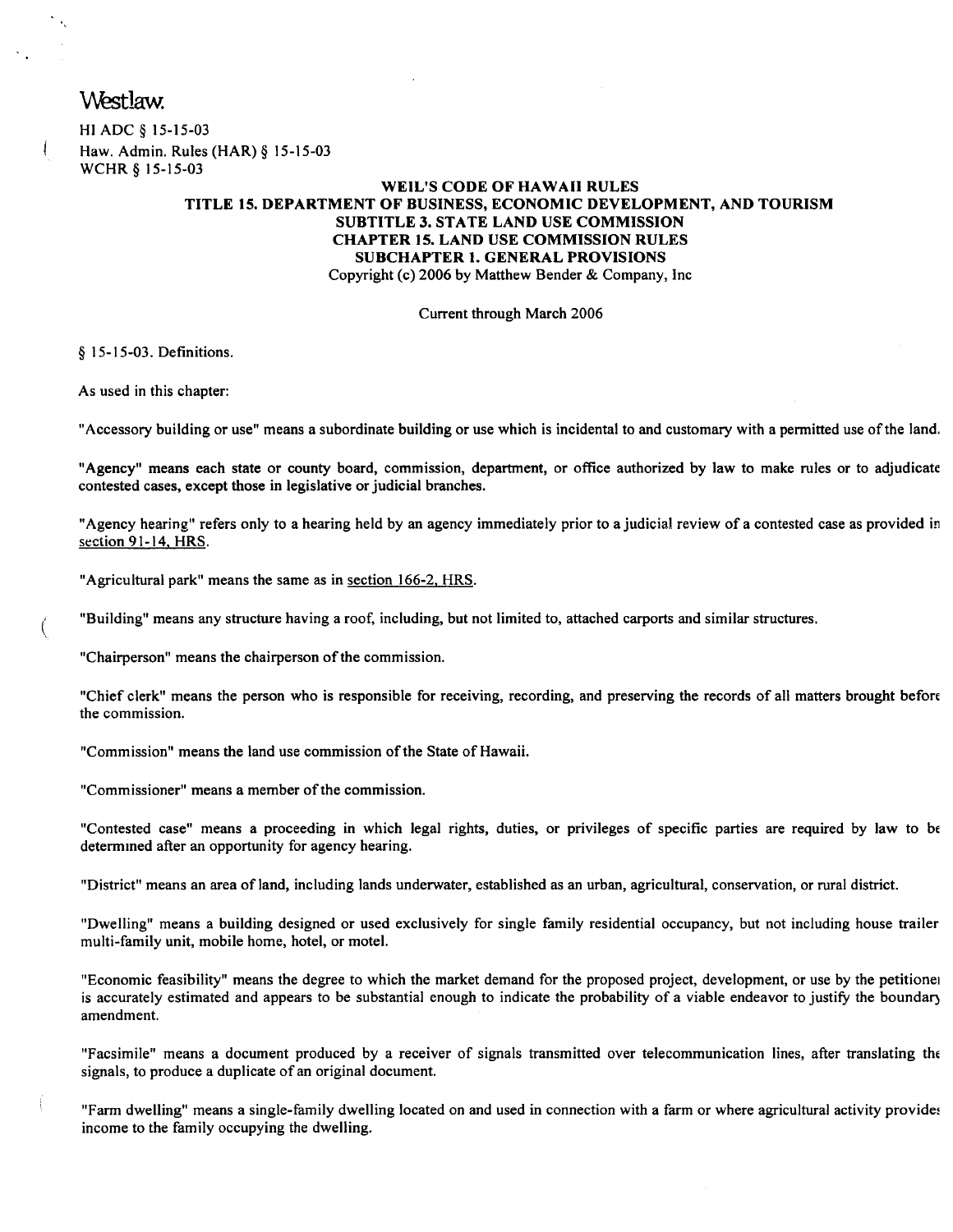Westlaw.

HI ADC § 15-15-03
Haw. Admin. Rules (HAR) § 15-15-03
WCHR § 15-15-03

**WEIL'S CODE OF HAWAII RULES**
**TITLE 15. DEPARTMENT OF BUSINESS, ECONOMIC DEVELOPMENT, AND TOURISM**
**SUBTITLE 3. STATE LAND USE COMMISSION**
**CHAPTER 15. LAND USE COMMISSION RULES**
**SUBCHAPTER 1. GENERAL PROVISIONS**
Copyright (c) 2006 by Matthew Bender & Company, Inc

Current through March 2006

§ 15-15-03. Definitions.

As used in this chapter:

"Accessory building or use" means a subordinate building or use which is incidental to and customary with a permitted use of the land.

"Agency" means each state or county board, commission, department, or office authorized by law to make rules or to adjudicate contested cases, except those in legislative or judicial branches.

"Agency hearing" refers only to a hearing held by an agency immediately prior to a judicial review of a contested case as provided in section 91-14, HRS.

"Agricultural park" means the same as in section 166-2, HRS.

"Building" means any structure having a roof, including, but not limited to, attached carports and similar structures.

"Chairperson" means the chairperson of the commission.

"Chief clerk" means the person who is responsible for receiving, recording, and preserving the records of all matters brought before the commission.

"Commission" means the land use commission of the State of Hawaii.

"Commissioner" means a member of the commission.

"Contested case" means a proceeding in which legal rights, duties, or privileges of specific parties are required by law to be determined after an opportunity for agency hearing.

"District" means an area of land, including lands underwater, established as an urban, agricultural, conservation, or rural district.

"Dwelling" means a building designed or used exclusively for single family residential occupancy, but not including house trailer multi-family unit, mobile home, hotel, or motel.

"Economic feasibility" means the degree to which the market demand for the proposed project, development, or use by the petitioner is accurately estimated and appears to be substantial enough to indicate the probability of a viable endeavor to justify the boundary amendment.

"Facsimile" means a document produced by a receiver of signals transmitted over telecommunication lines, after translating the signals, to produce a duplicate of an original document.

"Farm dwelling" means a single-family dwelling located on and used in connection with a farm or where agricultural activity provides income to the family occupying the dwelling.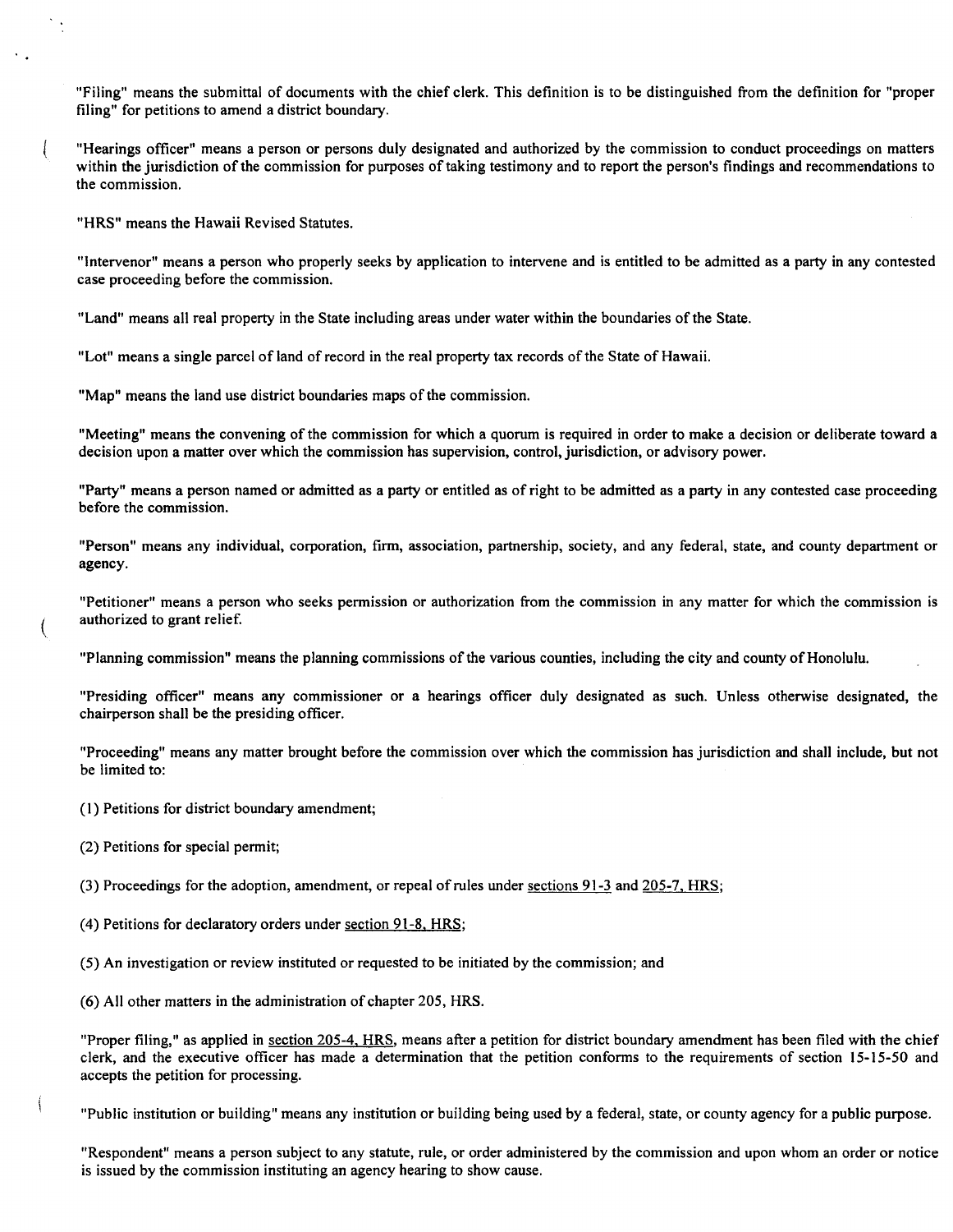"Filing" means the submittal of documents with the chief clerk. This definition is to be distinguished from the definition for "proper filing" for petitions to amend a district boundary.

"Hearings officer" means a person or persons duly designated and authorized by the commission to conduct proceedings on matters within the jurisdiction of the commission for purposes of taking testimony and to report the person's findings and recommendations to the commission.

"HRS" means the Hawaii Revised Statutes.

"Intervenor" means a person who properly seeks by application to intervene and is entitled to be admitted as a party in any contested case proceeding before the commission.

"Land" means all real property in the State including areas under water within the boundaries of the State.

"Lot" means a single parcel of land of record in the real property tax records of the State of Hawaii.

"Map" means the land use district boundaries maps of the commission.

"Meeting" means the convening of the commission for which a quorum is required in order to make a decision or deliberate toward a decision upon a matter over which the commission has supervision, control, jurisdiction, or advisory power.

"Party" means a person named or admitted as a party or entitled as of right to be admitted as a party in any contested case proceeding before the commission.

"Person" means any individual, corporation, firm, association, partnership, society, and any federal, state, and county department or agency.

"Petitioner" means a person who seeks permission or authorization from the commission in any matter for which the commission is authorized to grant relief.

"Planning commission" means the planning commissions of the various counties, including the city and county of Honolulu.

"Presiding officer" means any commissioner or a hearings officer duly designated as such. Unless otherwise designated, the chairperson shall be the presiding officer.

"Proceeding" means any matter brought before the commission over which the commission has jurisdiction and shall include, but not be limited to:

(1) Petitions for district boundary amendment;

(2) Petitions for special permit;

(3) Proceedings for the adoption, amendment, or repeal of rules under sections 91-3 and 205-7, HRS;

(4) Petitions for declaratory orders under section 91-8, HRS;

(5) An investigation or review instituted or requested to be initiated by the commission; and

(6) All other matters in the administration of chapter 205, HRS.

"Proper filing," as applied in section 205-4, HRS, means after a petition for district boundary amendment has been filed with the chief clerk, and the executive officer has made a determination that the petition conforms to the requirements of section 15-15-50 and accepts the petition for processing.

"Public institution or building" means any institution or building being used by a federal, state, or county agency for a public purpose.

"Respondent" means a person subject to any statute, rule, or order administered by the commission and upon whom an order or notice is issued by the commission instituting an agency hearing to show cause.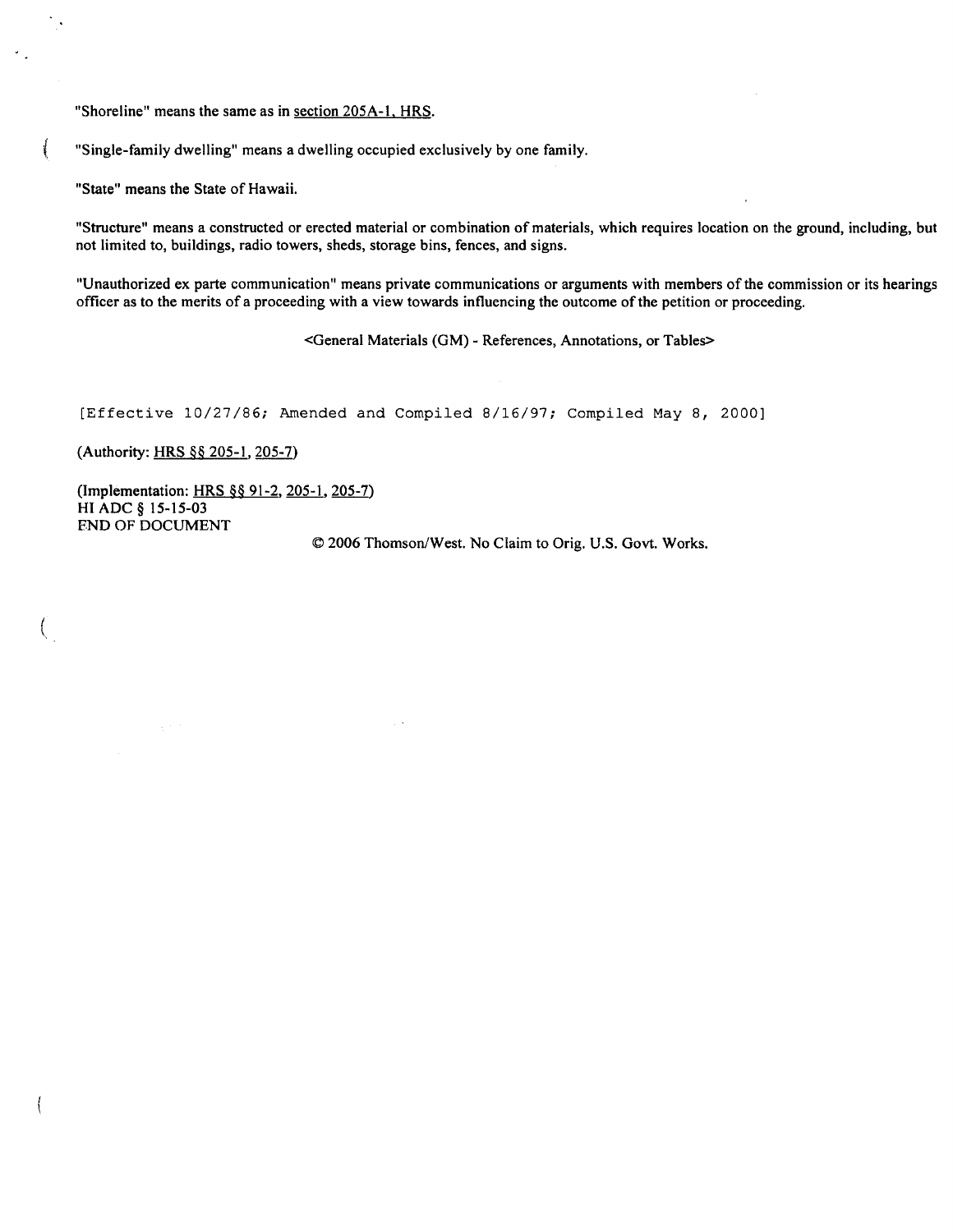"Shoreline" means the same as in section 205A-1, HRS.

"Single-family dwelling" means a dwelling occupied exclusively by one family.

"State" means the State of Hawaii.

"Structure" means a constructed or erected material or combination of materials, which requires location on the ground, including, but not limited to, buildings, radio towers, sheds, storage bins, fences, and signs.

"Unauthorized ex parte communication" means private communications or arguments with members of the commission or its hearings officer as to the merits of a proceeding with a view towards influencing the outcome of the petition or proceeding.

<General Materials (GM) - References, Annotations, or Tables>

[Effective 10/27/86; Amended and Compiled 8/16/97; Compiled May 8, 2000]

(Authority: HRS §§ 205-1, 205-7)

(Implementation: HRS §§ 91-2, 205-1, 205-7)
HI ADC § 15-15-03
END OF DOCUMENT

© 2006 Thomson/West. No Claim to Orig. U.S. Govt. Works.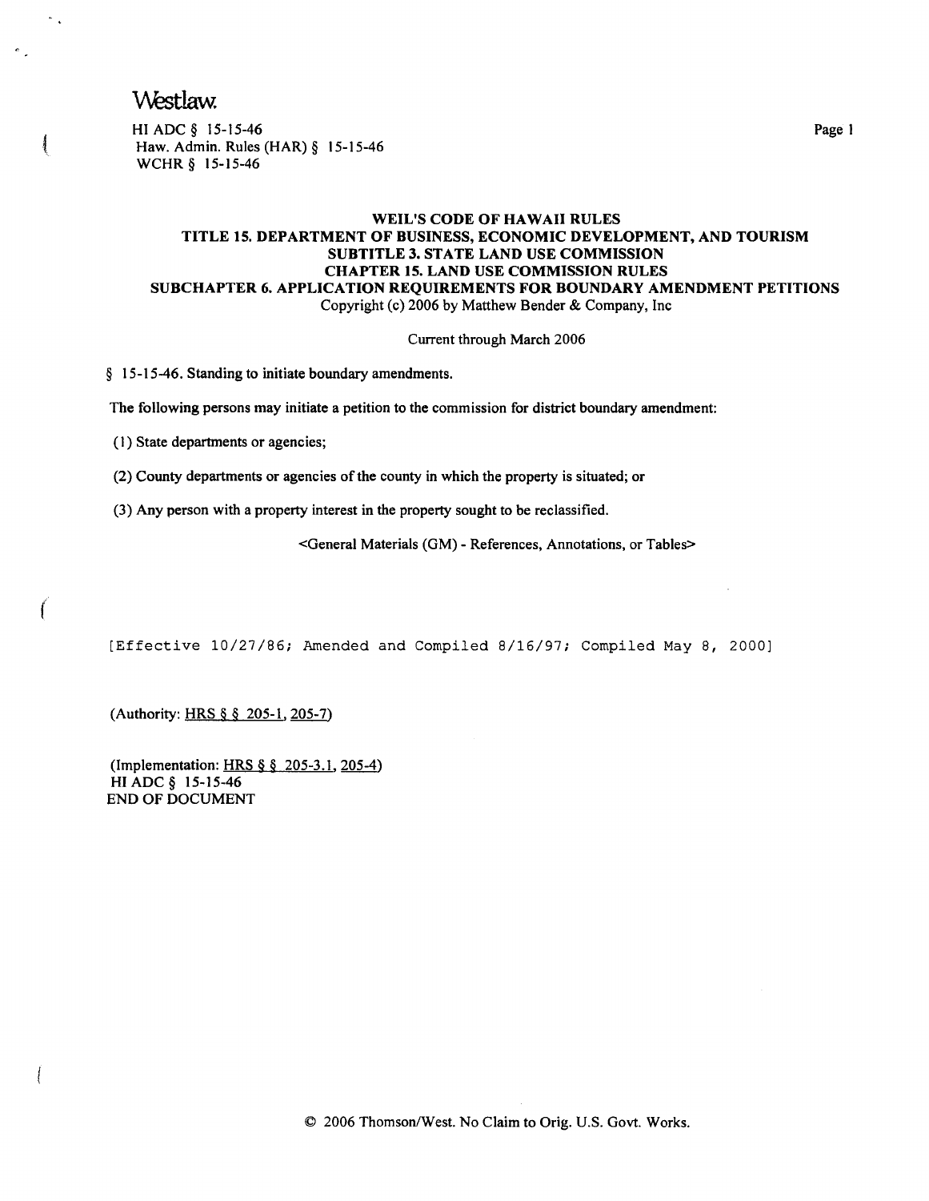Westlaw.

HI ADC § 15-15-46
Haw. Admin. Rules (HAR) § 15-15-46
WCHR § 15-15-46

### WEIL'S CODE OF HAWAII RULES
### TITLE 15. DEPARTMENT OF BUSINESS, ECONOMIC DEVELOPMENT, AND TOURISM
### SUBTITLE 3. STATE LAND USE COMMISSION
### CHAPTER 15. LAND USE COMMISSION RULES
### SUBCHAPTER 6. APPLICATION REQUIREMENTS FOR BOUNDARY AMENDMENT PETITIONS

Copyright (c) 2006 by Matthew Bender & Company, Inc

Current through March 2006

§ 15-15-46. Standing to initiate boundary amendments.

The following persons may initiate a petition to the commission for district boundary amendment:

(1) State departments or agencies;

(2) County departments or agencies of the county in which the property is situated; or

(3) Any person with a property interest in the property sought to be reclassified.

<General Materials (GM) - References, Annotations, or Tables>

[Effective 10/27/86; Amended and Compiled 8/16/97; Compiled May 8, 2000]

(Authority: HRS § § 205-1, 205-7)

(Implementation: HRS § § 205-3.1, 205-4)
HI ADC § 15-15-46
END OF DOCUMENT

© 2006 Thomson/West. No Claim to Orig. U.S. Govt. Works.